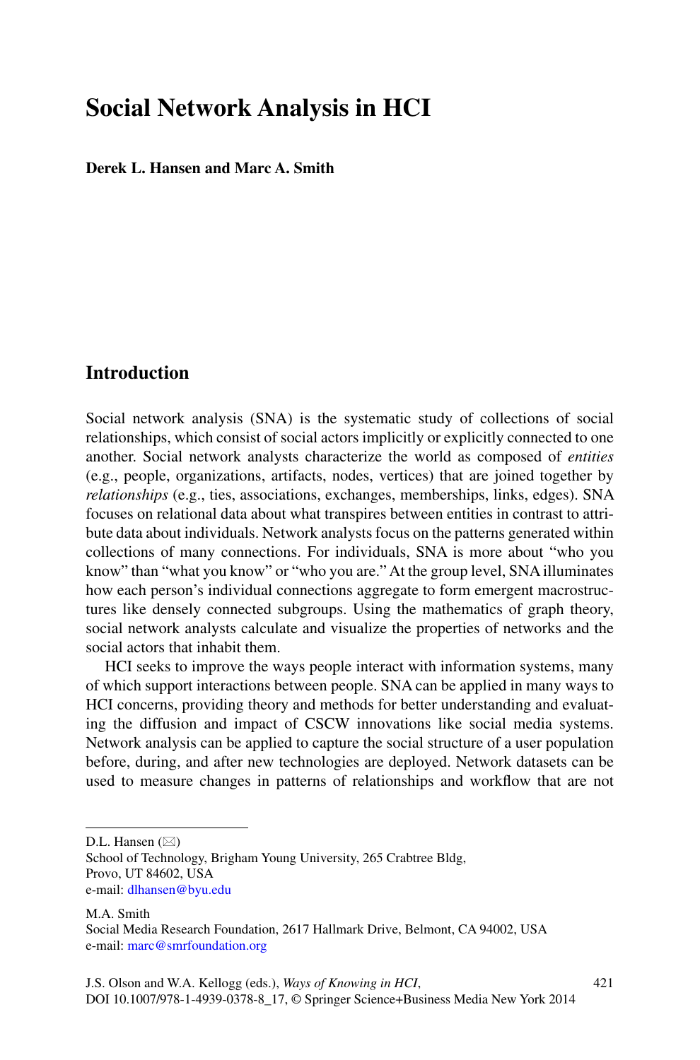# Social Network Analysis in HCI

**Derek L. Hansen and Marc A. Smith**

## Introduction

Social network analysis (SNA) is the systematic study of collections of social relationships, which consist of social actors implicitly or explicitly connected to one another. Social network analysts characterize the world as composed of *entities* (e.g., people, organizations, artifacts, nodes, vertices) that are joined together by *relationships* (e.g., ties, associations, exchanges, memberships, links, edges). SNA focuses on relational data about what transpires between entities in contrast to attribute data about individuals. Network analysts focus on the patterns generated within collections of many connections. For individuals, SNA is more about "who you know" than "what you know" or "who you are." At the group level, SNA illuminates how each person's individual connections aggregate to form emergent macrostructures like densely connected subgroups. Using the mathematics of graph theory, social network analysts calculate and visualize the properties of networks and the social actors that inhabit them.

HCI seeks to improve the ways people interact with information systems, many of which support interactions between people. SNA can be applied in many ways to HCI concerns, providing theory and methods for better understanding and evaluating the diffusion and impact of CSCW innovations like social media systems. Network analysis can be applied to capture the social structure of a user population before, during, and after new technologies are deployed. Network datasets can be used to measure changes in patterns of relationships and workflow that are not

---

D.L. Hansen (✉)
School of Technology, Brigham Young University, 265 Crabtree Bldg, Provo, UT 84602, USA
e-mail: dlhansen@byu.edu

M.A. Smith
Social Media Research Foundation, 2617 Hallmark Drive, Belmont, CA 94002, USA
e-mail: marc@smrfoundation.org

J.S. Olson and W.A. Kellogg (eds.), *Ways of Knowing in HCI*, DOI 10.1007/978-1-4939-0378-8_17, © Springer Science+Business Media New York 2014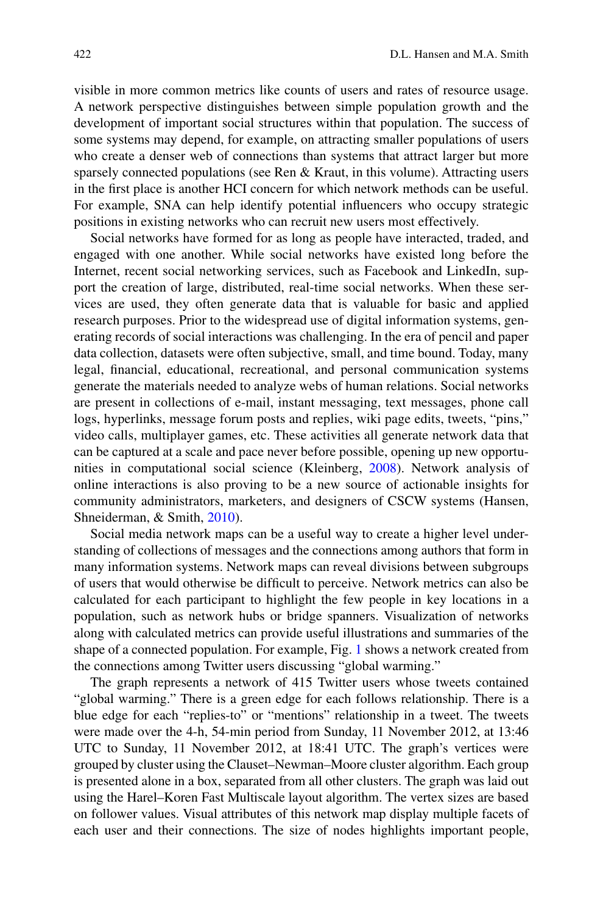visible in more common metrics like counts of users and rates of resource usage. A network perspective distinguishes between simple population growth and the development of important social structures within that population. The success of some systems may depend, for example, on attracting smaller populations of users who create a denser web of connections than systems that attract larger but more sparsely connected populations (see Ren & Kraut, in this volume). Attracting users in the first place is another HCI concern for which network methods can be useful. For example, SNA can help identify potential influencers who occupy strategic positions in existing networks who can recruit new users most effectively.

Social networks have formed for as long as people have interacted, traded, and engaged with one another. While social networks have existed long before the Internet, recent social networking services, such as Facebook and LinkedIn, support the creation of large, distributed, real-time social networks. When these services are used, they often generate data that is valuable for basic and applied research purposes. Prior to the widespread use of digital information systems, generating records of social interactions was challenging. In the era of pencil and paper data collection, datasets were often subjective, small, and time bound. Today, many legal, financial, educational, recreational, and personal communication systems generate the materials needed to analyze webs of human relations. Social networks are present in collections of e-mail, instant messaging, text messages, phone call logs, hyperlinks, message forum posts and replies, wiki page edits, tweets, "pins," video calls, multiplayer games, etc. These activities all generate network data that can be captured at a scale and pace never before possible, opening up new opportunities in computational social science (Kleinberg, 2008). Network analysis of online interactions is also proving to be a new source of actionable insights for community administrators, marketers, and designers of CSCW systems (Hansen, Shneiderman, & Smith, 2010).

Social media network maps can be a useful way to create a higher level understanding of collections of messages and the connections among authors that form in many information systems. Network maps can reveal divisions between subgroups of users that would otherwise be difficult to perceive. Network metrics can also be calculated for each participant to highlight the few people in key locations in a population, such as network hubs or bridge spanners. Visualization of networks along with calculated metrics can provide useful illustrations and summaries of the shape of a connected population. For example, Fig. 1 shows a network created from the connections among Twitter users discussing "global warming."

The graph represents a network of 415 Twitter users whose tweets contained "global warming." There is a green edge for each follows relationship. There is a blue edge for each "replies-to" or "mentions" relationship in a tweet. The tweets were made over the 4-h, 54-min period from Sunday, 11 November 2012, at 13:46 UTC to Sunday, 11 November 2012, at 18:41 UTC. The graph's vertices were grouped by cluster using the Clauset–Newman–Moore cluster algorithm. Each group is presented alone in a box, separated from all other clusters. The graph was laid out using the Harel–Koren Fast Multiscale layout algorithm. The vertex sizes are based on follower values. Visual attributes of this network map display multiple facets of each user and their connections. The size of nodes highlights important people,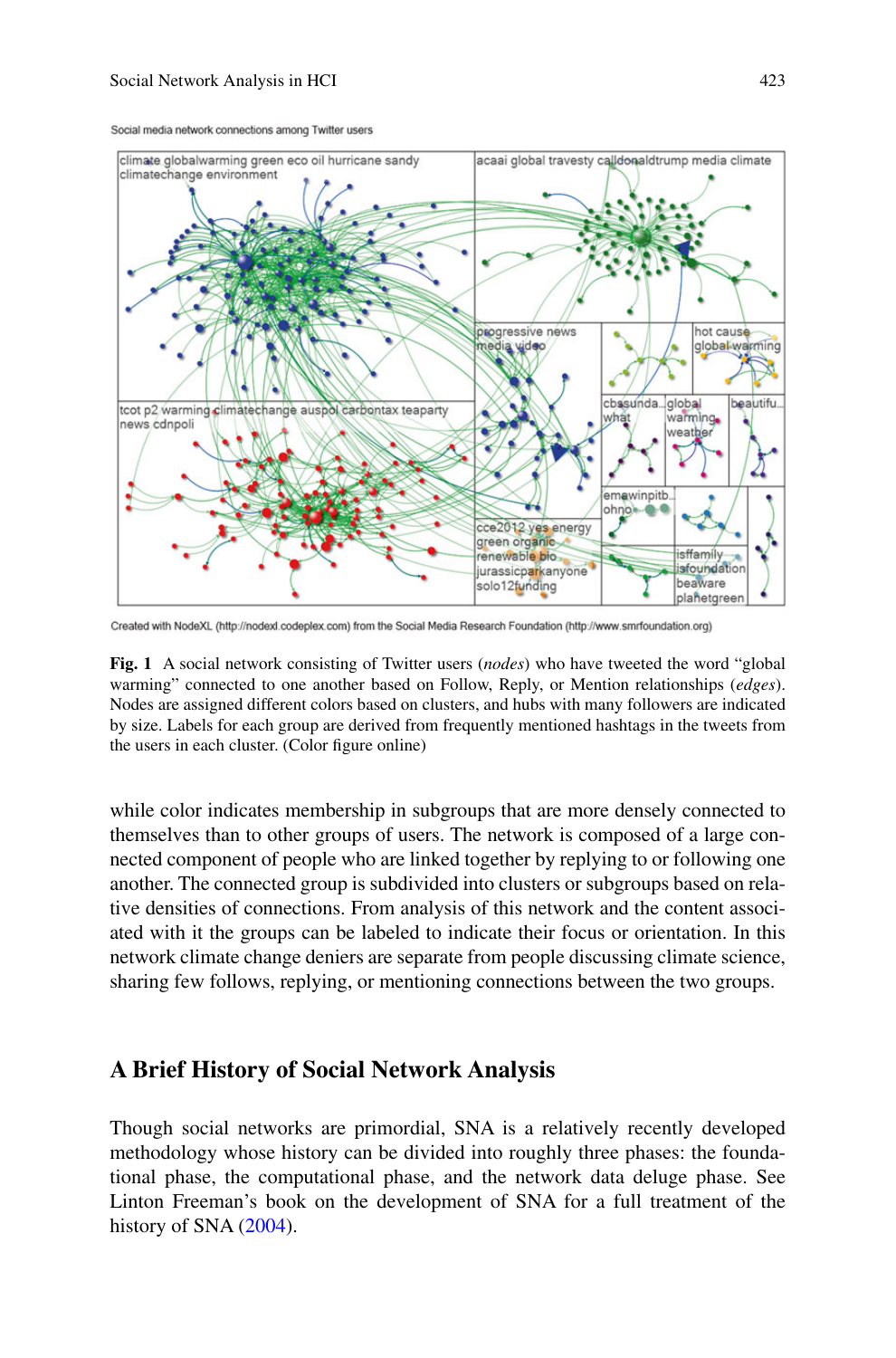**Fig. 1** A social network consisting of Twitter users (*nodes*) who have tweeted the word "global warming" connected to one another based on Follow, Reply, or Mention relationships (*edges*). Nodes are assigned different colors based on clusters, and hubs with many followers are indicated by size. Labels for each group are derived from frequently mentioned hashtags in the tweets from the users in each cluster. (Color figure online)

while color indicates membership in subgroups that are more densely connected to themselves than to other groups of users. The network is composed of a large connected component of people who are linked together by replying to or following one another. The connected group is subdivided into clusters or subgroups based on relative densities of connections. From analysis of this network and the content associated with it the groups can be labeled to indicate their focus or orientation. In this network climate change deniers are separate from people discussing climate science, sharing few follows, replying, or mentioning connections between the two groups.

## A Brief History of Social Network Analysis

Though social networks are primordial, SNA is a relatively recently developed methodology whose history can be divided into roughly three phases: the foundational phase, the computational phase, and the network data deluge phase. See Linton Freeman's book on the development of SNA for a full treatment of the history of SNA (2004).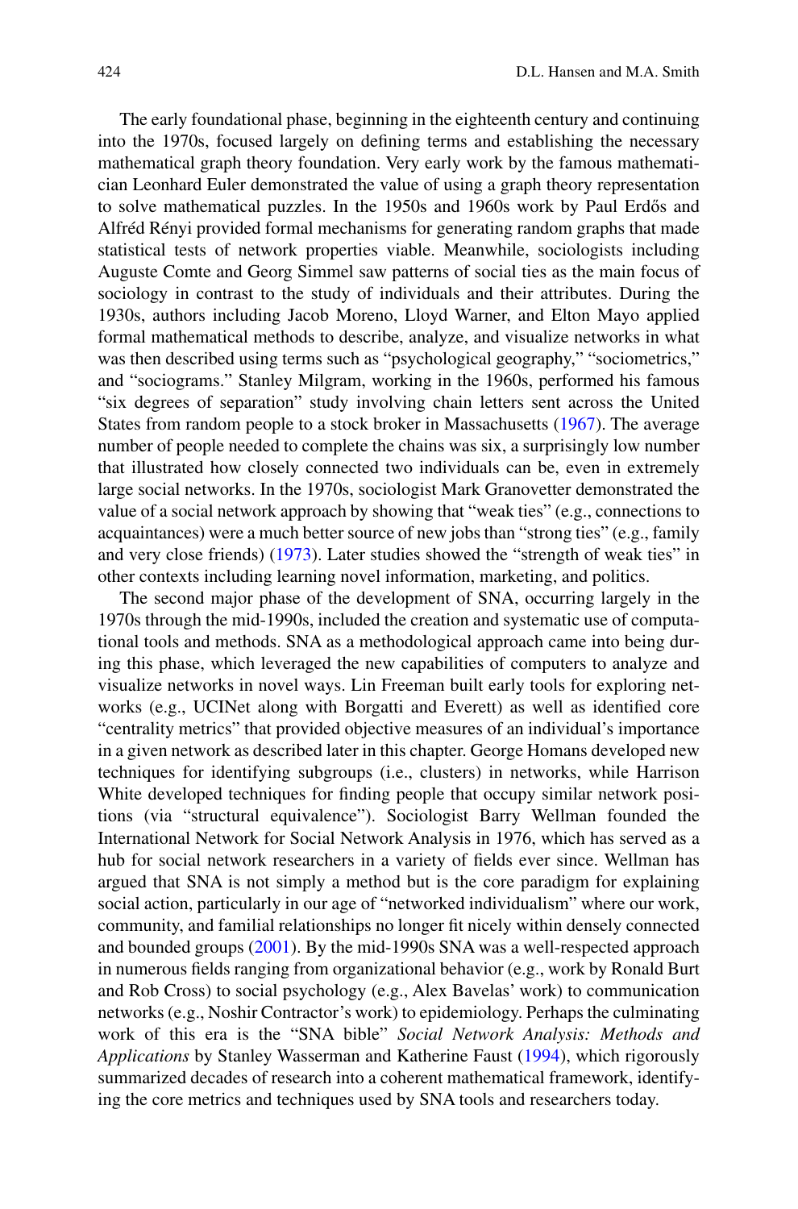The early foundational phase, beginning in the eighteenth century and continuing into the 1970s, focused largely on defining terms and establishing the necessary mathematical graph theory foundation. Very early work by the famous mathematician Leonhard Euler demonstrated the value of using a graph theory representation to solve mathematical puzzles. In the 1950s and 1960s work by Paul Erdős and Alfréd Rényi provided formal mechanisms for generating random graphs that made statistical tests of network properties viable. Meanwhile, sociologists including Auguste Comte and Georg Simmel saw patterns of social ties as the main focus of sociology in contrast to the study of individuals and their attributes. During the 1930s, authors including Jacob Moreno, Lloyd Warner, and Elton Mayo applied formal mathematical methods to describe, analyze, and visualize networks in what was then described using terms such as "psychological geography," "sociometrics," and "sociograms." Stanley Milgram, working in the 1960s, performed his famous "six degrees of separation" study involving chain letters sent across the United States from random people to a stock broker in Massachusetts (1967). The average number of people needed to complete the chains was six, a surprisingly low number that illustrated how closely connected two individuals can be, even in extremely large social networks. In the 1970s, sociologist Mark Granovetter demonstrated the value of a social network approach by showing that "weak ties" (e.g., connections to acquaintances) were a much better source of new jobs than "strong ties" (e.g., family and very close friends) (1973). Later studies showed the "strength of weak ties" in other contexts including learning novel information, marketing, and politics.

The second major phase of the development of SNA, occurring largely in the 1970s through the mid-1990s, included the creation and systematic use of computational tools and methods. SNA as a methodological approach came into being during this phase, which leveraged the new capabilities of computers to analyze and visualize networks in novel ways. Lin Freeman built early tools for exploring networks (e.g., UCINet along with Borgatti and Everett) as well as identified core "centrality metrics" that provided objective measures of an individual's importance in a given network as described later in this chapter. George Homans developed new techniques for identifying subgroups (i.e., clusters) in networks, while Harrison White developed techniques for finding people that occupy similar network positions (via "structural equivalence"). Sociologist Barry Wellman founded the International Network for Social Network Analysis in 1976, which has served as a hub for social network researchers in a variety of fields ever since. Wellman has argued that SNA is not simply a method but is the core paradigm for explaining social action, particularly in our age of "networked individualism" where our work, community, and familial relationships no longer fit nicely within densely connected and bounded groups (2001). By the mid-1990s SNA was a well-respected approach in numerous fields ranging from organizational behavior (e.g., work by Ronald Burt and Rob Cross) to social psychology (e.g., Alex Bavelas' work) to communication networks (e.g., Noshir Contractor's work) to epidemiology. Perhaps the culminating work of this era is the "SNA bible" *Social Network Analysis: Methods and Applications* by Stanley Wasserman and Katherine Faust (1994), which rigorously summarized decades of research into a coherent mathematical framework, identifying the core metrics and techniques used by SNA tools and researchers today.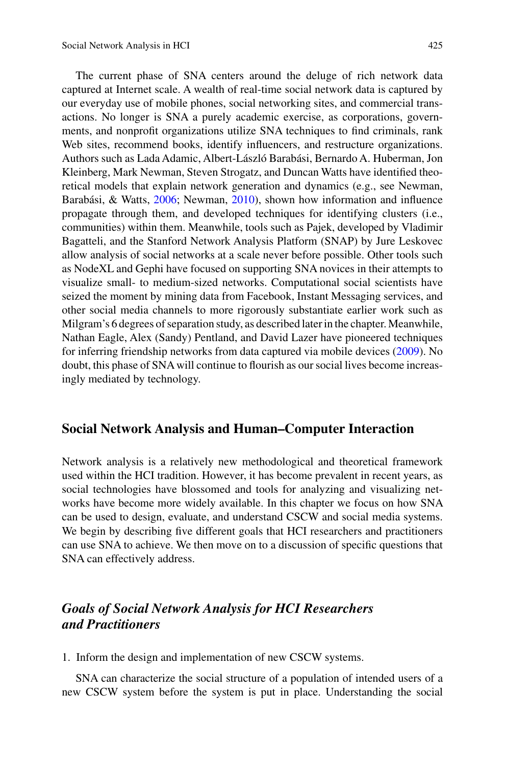The current phase of SNA centers around the deluge of rich network data captured at Internet scale. A wealth of real-time social network data is captured by our everyday use of mobile phones, social networking sites, and commercial transactions. No longer is SNA a purely academic exercise, as corporations, governments, and nonprofit organizations utilize SNA techniques to find criminals, rank Web sites, recommend books, identify influencers, and restructure organizations. Authors such as Lada Adamic, Albert-László Barabási, Bernardo A. Huberman, Jon Kleinberg, Mark Newman, Steven Strogatz, and Duncan Watts have identified theoretical models that explain network generation and dynamics (e.g., see Newman, Barabási, & Watts, 2006; Newman, 2010), shown how information and influence propagate through them, and developed techniques for identifying clusters (i.e., communities) within them. Meanwhile, tools such as Pajek, developed by Vladimir Bagatteli, and the Stanford Network Analysis Platform (SNAP) by Jure Leskovec allow analysis of social networks at a scale never before possible. Other tools such as NodeXL and Gephi have focused on supporting SNA novices in their attempts to visualize small- to medium-sized networks. Computational social scientists have seized the moment by mining data from Facebook, Instant Messaging services, and other social media channels to more rigorously substantiate earlier work such as Milgram's 6 degrees of separation study, as described later in the chapter. Meanwhile, Nathan Eagle, Alex (Sandy) Pentland, and David Lazer have pioneered techniques for inferring friendship networks from data captured via mobile devices (2009). No doubt, this phase of SNA will continue to flourish as our social lives become increasingly mediated by technology.

## Social Network Analysis and Human–Computer Interaction

Network analysis is a relatively new methodological and theoretical framework used within the HCI tradition. However, it has become prevalent in recent years, as social technologies have blossomed and tools for analyzing and visualizing networks have become more widely available. In this chapter we focus on how SNA can be used to design, evaluate, and understand CSCW and social media systems. We begin by describing five different goals that HCI researchers and practitioners can use SNA to achieve. We then move on to a discussion of specific questions that SNA can effectively address.

### *Goals of Social Network Analysis for HCI Researchers and Practitioners*

1. Inform the design and implementation of new CSCW systems.

SNA can characterize the social structure of a population of intended users of a new CSCW system before the system is put in place. Understanding the social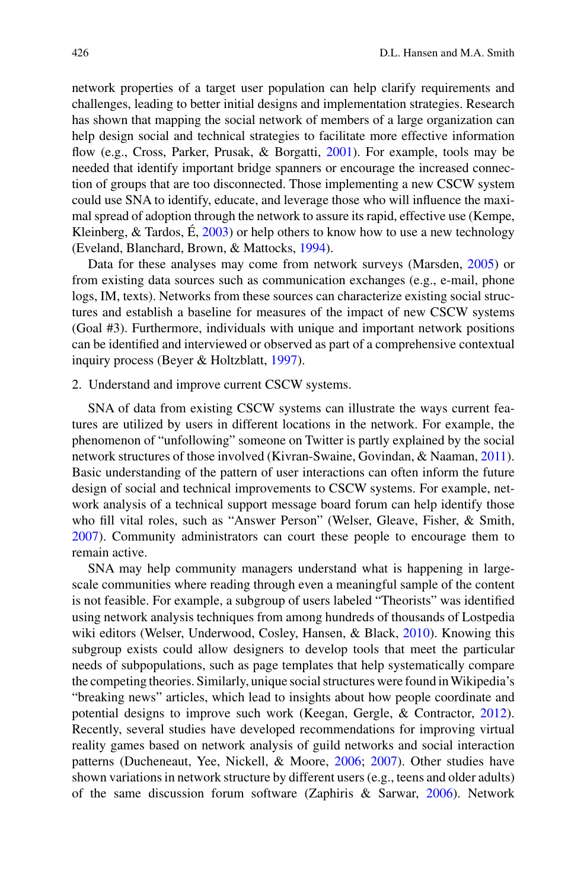network properties of a target user population can help clarify requirements and challenges, leading to better initial designs and implementation strategies. Research has shown that mapping the social network of members of a large organization can help design social and technical strategies to facilitate more effective information flow (e.g., Cross, Parker, Prusak, & Borgatti, 2001). For example, tools may be needed that identify important bridge spanners or encourage the increased connection of groups that are too disconnected. Those implementing a new CSCW system could use SNA to identify, educate, and leverage those who will influence the maximal spread of adoption through the network to assure its rapid, effective use (Kempe, Kleinberg, & Tardos, É, 2003) or help others to know how to use a new technology (Eveland, Blanchard, Brown, & Mattocks, 1994).

Data for these analyses may come from network surveys (Marsden, 2005) or from existing data sources such as communication exchanges (e.g., e-mail, phone logs, IM, texts). Networks from these sources can characterize existing social structures and establish a baseline for measures of the impact of new CSCW systems (Goal #3). Furthermore, individuals with unique and important network positions can be identified and interviewed or observed as part of a comprehensive contextual inquiry process (Beyer & Holtzblatt, 1997).

2. Understand and improve current CSCW systems.

SNA of data from existing CSCW systems can illustrate the ways current features are utilized by users in different locations in the network. For example, the phenomenon of "unfollowing" someone on Twitter is partly explained by the social network structures of those involved (Kivran-Swaine, Govindan, & Naaman, 2011). Basic understanding of the pattern of user interactions can often inform the future design of social and technical improvements to CSCW systems. For example, network analysis of a technical support message board forum can help identify those who fill vital roles, such as "Answer Person" (Welser, Gleave, Fisher, & Smith, 2007). Community administrators can court these people to encourage them to remain active.

SNA may help community managers understand what is happening in large-scale communities where reading through even a meaningful sample of the content is not feasible. For example, a subgroup of users labeled "Theorists" was identified using network analysis techniques from among hundreds of thousands of Lostpedia wiki editors (Welser, Underwood, Cosley, Hansen, & Black, 2010). Knowing this subgroup exists could allow designers to develop tools that meet the particular needs of subpopulations, such as page templates that help systematically compare the competing theories. Similarly, unique social structures were found in Wikipedia's "breaking news" articles, which lead to insights about how people coordinate and potential designs to improve such work (Keegan, Gergle, & Contractor, 2012). Recently, several studies have developed recommendations for improving virtual reality games based on network analysis of guild networks and social interaction patterns (Ducheneaut, Yee, Nickell, & Moore, 2006; 2007). Other studies have shown variations in network structure by different users (e.g., teens and older adults) of the same discussion forum software (Zaphiris & Sarwar, 2006). Network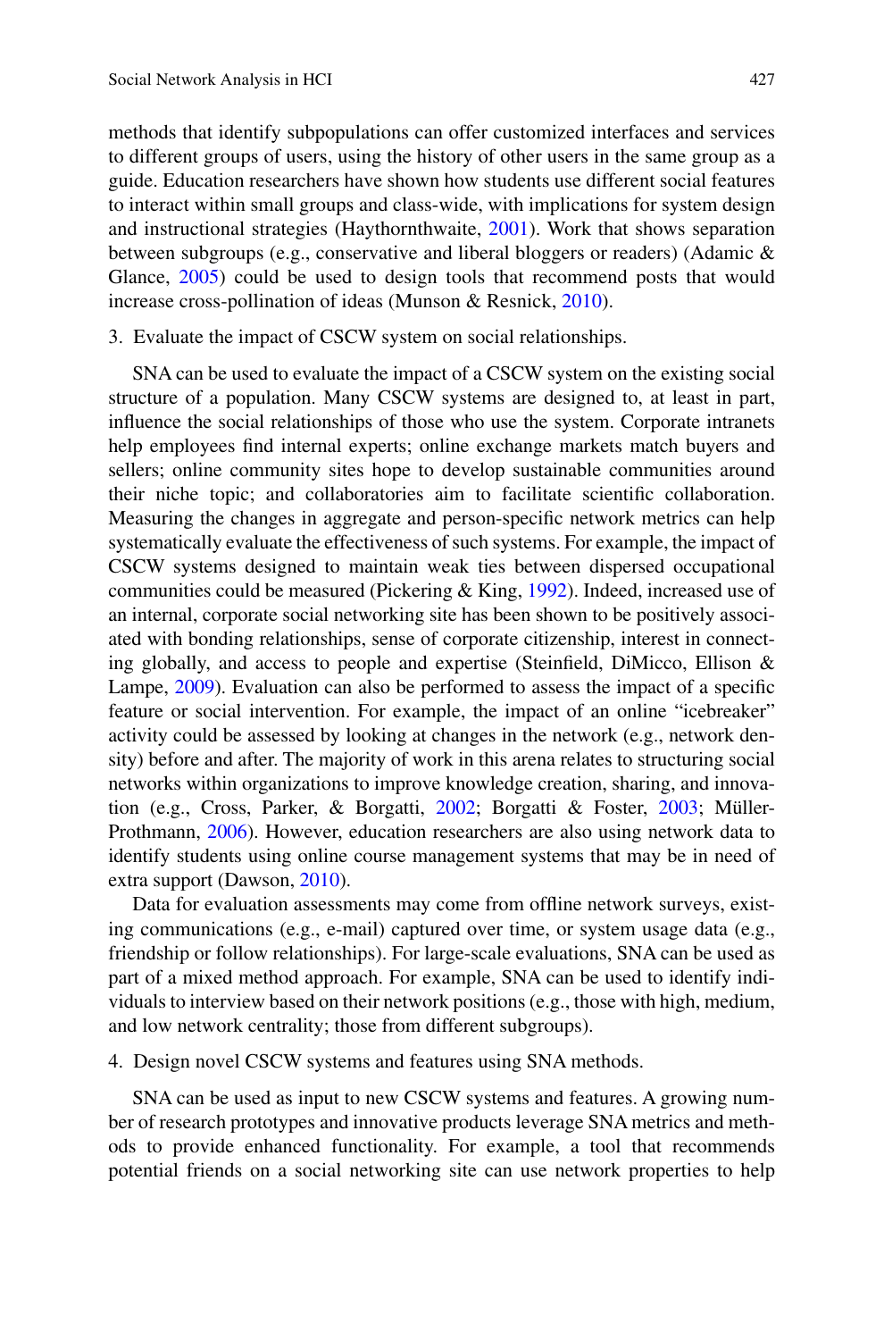methods that identify subpopulations can offer customized interfaces and services to different groups of users, using the history of other users in the same group as a guide. Education researchers have shown how students use different social features to interact within small groups and class-wide, with implications for system design and instructional strategies (Haythornthwaite, 2001). Work that shows separation between subgroups (e.g., conservative and liberal bloggers or readers) (Adamic & Glance, 2005) could be used to design tools that recommend posts that would increase cross-pollination of ideas (Munson & Resnick, 2010).

3. Evaluate the impact of CSCW system on social relationships.

SNA can be used to evaluate the impact of a CSCW system on the existing social structure of a population. Many CSCW systems are designed to, at least in part, influence the social relationships of those who use the system. Corporate intranets help employees find internal experts; online exchange markets match buyers and sellers; online community sites hope to develop sustainable communities around their niche topic; and collaboratories aim to facilitate scientific collaboration. Measuring the changes in aggregate and person-specific network metrics can help systematically evaluate the effectiveness of such systems. For example, the impact of CSCW systems designed to maintain weak ties between dispersed occupational communities could be measured (Pickering & King, 1992). Indeed, increased use of an internal, corporate social networking site has been shown to be positively associated with bonding relationships, sense of corporate citizenship, interest in connecting globally, and access to people and expertise (Steinfield, DiMicco, Ellison & Lampe, 2009). Evaluation can also be performed to assess the impact of a specific feature or social intervention. For example, the impact of an online "icebreaker" activity could be assessed by looking at changes in the network (e.g., network density) before and after. The majority of work in this arena relates to structuring social networks within organizations to improve knowledge creation, sharing, and innovation (e.g., Cross, Parker, & Borgatti, 2002; Borgatti & Foster, 2003; Müller-Prothmann, 2006). However, education researchers are also using network data to identify students using online course management systems that may be in need of extra support (Dawson, 2010).

Data for evaluation assessments may come from offline network surveys, existing communications (e.g., e-mail) captured over time, or system usage data (e.g., friendship or follow relationships). For large-scale evaluations, SNA can be used as part of a mixed method approach. For example, SNA can be used to identify individuals to interview based on their network positions (e.g., those with high, medium, and low network centrality; those from different subgroups).

4. Design novel CSCW systems and features using SNA methods.

SNA can be used as input to new CSCW systems and features. A growing number of research prototypes and innovative products leverage SNA metrics and methods to provide enhanced functionality. For example, a tool that recommends potential friends on a social networking site can use network properties to help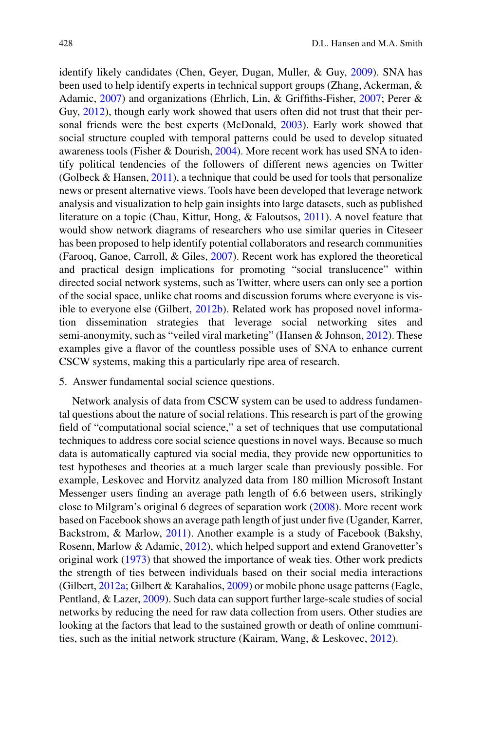identify likely candidates (Chen, Geyer, Dugan, Muller, & Guy, 2009). SNA has been used to help identify experts in technical support groups (Zhang, Ackerman, & Adamic, 2007) and organizations (Ehrlich, Lin, & Griffiths-Fisher, 2007; Perer & Guy, 2012), though early work showed that users often did not trust that their personal friends were the best experts (McDonald, 2003). Early work showed that social structure coupled with temporal patterns could be used to develop situated awareness tools (Fisher & Dourish, 2004). More recent work has used SNA to identify political tendencies of the followers of different news agencies on Twitter (Golbeck & Hansen, 2011), a technique that could be used for tools that personalize news or present alternative views. Tools have been developed that leverage network analysis and visualization to help gain insights into large datasets, such as published literature on a topic (Chau, Kittur, Hong, & Faloutsos, 2011). A novel feature that would show network diagrams of researchers who use similar queries in Citeseer has been proposed to help identify potential collaborators and research communities (Farooq, Ganoe, Carroll, & Giles, 2007). Recent work has explored the theoretical and practical design implications for promoting "social translucence" within directed social network systems, such as Twitter, where users can only see a portion of the social space, unlike chat rooms and discussion forums where everyone is visible to everyone else (Gilbert, 2012b). Related work has proposed novel information dissemination strategies that leverage social networking sites and semi-anonymity, such as "veiled viral marketing" (Hansen & Johnson, 2012). These examples give a flavor of the countless possible uses of SNA to enhance current CSCW systems, making this a particularly ripe area of research.

5. Answer fundamental social science questions.

Network analysis of data from CSCW system can be used to address fundamental questions about the nature of social relations. This research is part of the growing field of "computational social science," a set of techniques that use computational techniques to address core social science questions in novel ways. Because so much data is automatically captured via social media, they provide new opportunities to test hypotheses and theories at a much larger scale than previously possible. For example, Leskovec and Horvitz analyzed data from 180 million Microsoft Instant Messenger users finding an average path length of 6.6 between users, strikingly close to Milgram's original 6 degrees of separation work (2008). More recent work based on Facebook shows an average path length of just under five (Ugander, Karrer, Backstrom, & Marlow, 2011). Another example is a study of Facebook (Bakshy, Rosenn, Marlow & Adamic, 2012), which helped support and extend Granovetter's original work (1973) that showed the importance of weak ties. Other work predicts the strength of ties between individuals based on their social media interactions (Gilbert, 2012a; Gilbert & Karahalios, 2009) or mobile phone usage patterns (Eagle, Pentland, & Lazer, 2009). Such data can support further large-scale studies of social networks by reducing the need for raw data collection from users. Other studies are looking at the factors that lead to the sustained growth or death of online communities, such as the initial network structure (Kairam, Wang, & Leskovec, 2012).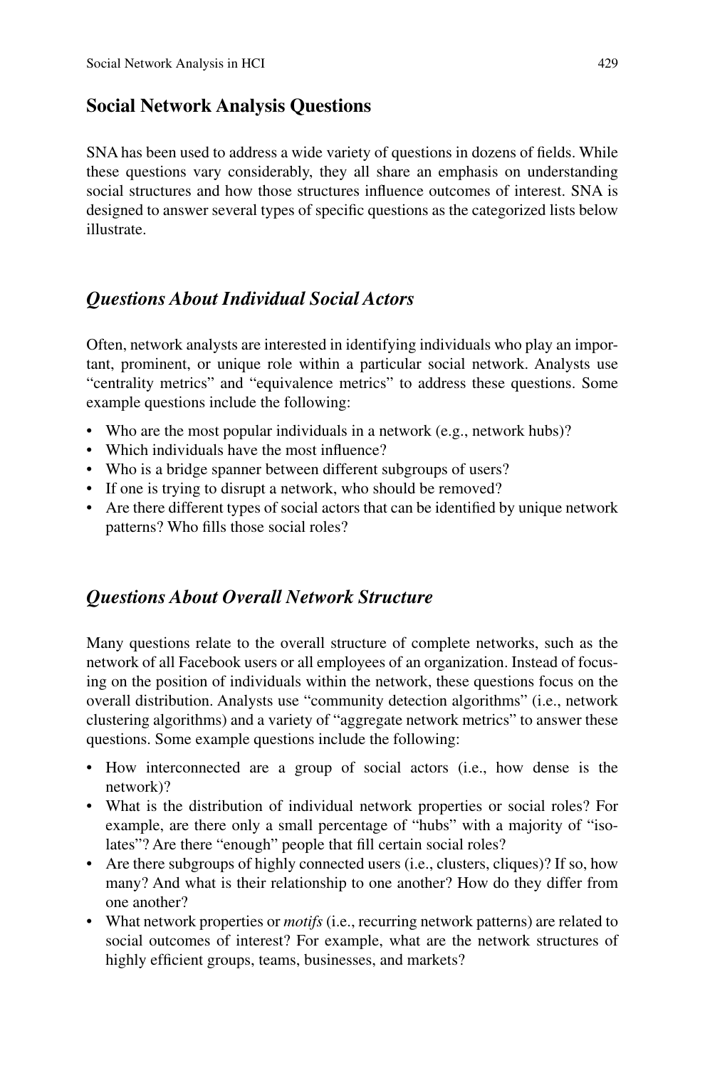## Social Network Analysis Questions

SNA has been used to address a wide variety of questions in dozens of fields. While these questions vary considerably, they all share an emphasis on understanding social structures and how those structures influence outcomes of interest. SNA is designed to answer several types of specific questions as the categorized lists below illustrate.

### *Questions About Individual Social Actors*

Often, network analysts are interested in identifying individuals who play an important, prominent, or unique role within a particular social network. Analysts use "centrality metrics" and "equivalence metrics" to address these questions. Some example questions include the following:

- Who are the most popular individuals in a network (e.g., network hubs)?
- Which individuals have the most influence?
- Who is a bridge spanner between different subgroups of users?
- If one is trying to disrupt a network, who should be removed?
- Are there different types of social actors that can be identified by unique network patterns? Who fills those social roles?

### *Questions About Overall Network Structure*

Many questions relate to the overall structure of complete networks, such as the network of all Facebook users or all employees of an organization. Instead of focusing on the position of individuals within the network, these questions focus on the overall distribution. Analysts use "community detection algorithms" (i.e., network clustering algorithms) and a variety of "aggregate network metrics" to answer these questions. Some example questions include the following:

- How interconnected are a group of social actors (i.e., how dense is the network)?
- What is the distribution of individual network properties or social roles? For example, are there only a small percentage of "hubs" with a majority of "isolates"? Are there "enough" people that fill certain social roles?
- Are there subgroups of highly connected users (i.e., clusters, cliques)? If so, how many? And what is their relationship to one another? How do they differ from one another?
- What network properties or *motifs* (i.e., recurring network patterns) are related to social outcomes of interest? For example, what are the network structures of highly efficient groups, teams, businesses, and markets?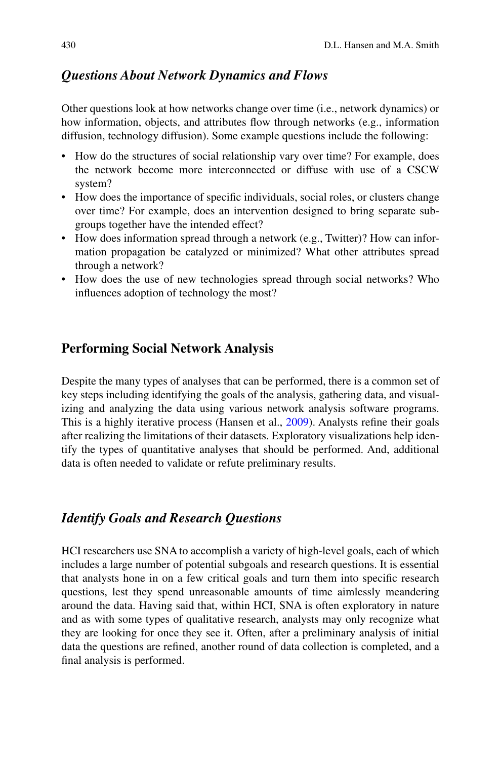### *Questions About Network Dynamics and Flows*

Other questions look at how networks change over time (i.e., network dynamics) or how information, objects, and attributes flow through networks (e.g., information diffusion, technology diffusion). Some example questions include the following:

- How do the structures of social relationship vary over time? For example, does the network become more interconnected or diffuse with use of a CSCW system?
- How does the importance of specific individuals, social roles, or clusters change over time? For example, does an intervention designed to bring separate subgroups together have the intended effect?
- How does information spread through a network (e.g., Twitter)? How can information propagation be catalyzed or minimized? What other attributes spread through a network?
- How does the use of new technologies spread through social networks? Who influences adoption of technology the most?

## Performing Social Network Analysis

Despite the many types of analyses that can be performed, there is a common set of key steps including identifying the goals of the analysis, gathering data, and visualizing and analyzing the data using various network analysis software programs. This is a highly iterative process (Hansen et al., 2009). Analysts refine their goals after realizing the limitations of their datasets. Exploratory visualizations help identify the types of quantitative analyses that should be performed. And, additional data is often needed to validate or refute preliminary results.

### *Identify Goals and Research Questions*

HCI researchers use SNA to accomplish a variety of high-level goals, each of which includes a large number of potential subgoals and research questions. It is essential that analysts hone in on a few critical goals and turn them into specific research questions, lest they spend unreasonable amounts of time aimlessly meandering around the data. Having said that, within HCI, SNA is often exploratory in nature and as with some types of qualitative research, analysts may only recognize what they are looking for once they see it. Often, after a preliminary analysis of initial data the questions are refined, another round of data collection is completed, and a final analysis is performed.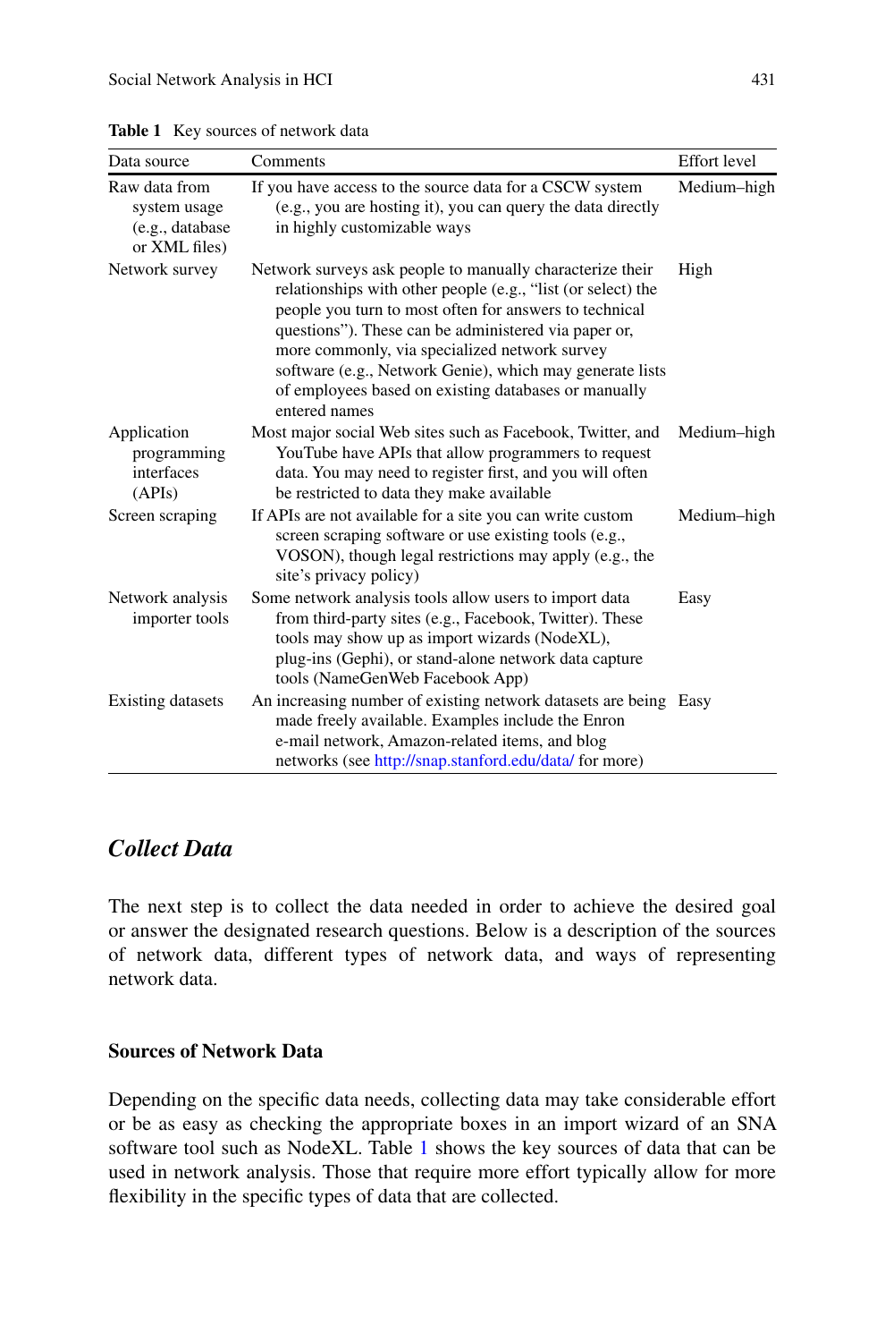**Table 1** Key sources of network data

| Data source | Comments | Effort level |
|---|---|---|
| Raw data from system usage (e.g., database or XML files) | If you have access to the source data for a CSCW system (e.g., you are hosting it), you can query the data directly in highly customizable ways | Medium–high |
| Network survey | Network surveys ask people to manually characterize their relationships with other people (e.g., "list (or select) the people you turn to most often for answers to technical questions"). These can be administered via paper or, more commonly, via specialized network survey software (e.g., Network Genie), which may generate lists of employees based on existing databases or manually entered names | High |
| Application programming interfaces (APIs) | Most major social Web sites such as Facebook, Twitter, and YouTube have APIs that allow programmers to request data. You may need to register first, and you will often be restricted to data they make available | Medium–high |
| Screen scraping | If APIs are not available for a site you can write custom screen scraping software or use existing tools (e.g., VOSON), though legal restrictions may apply (e.g., the site's privacy policy) | Medium–high |
| Network analysis importer tools | Some network analysis tools allow users to import data from third-party sites (e.g., Facebook, Twitter). These tools may show up as import wizards (NodeXL), plug-ins (Gephi), or stand-alone network data capture tools (NameGenWeb Facebook App) | Easy |
| Existing datasets | An increasing number of existing network datasets are being made freely available. Examples include the Enron e-mail network, Amazon-related items, and blog networks (see http://snap.stanford.edu/data/ for more) | Easy |

## *Collect Data*

The next step is to collect the data needed in order to achieve the desired goal or answer the designated research questions. Below is a description of the sources of network data, different types of network data, and ways of representing network data.

### Sources of Network Data

Depending on the specific data needs, collecting data may take considerable effort or be as easy as checking the appropriate boxes in an import wizard of an SNA software tool such as NodeXL. Table 1 shows the key sources of data that can be used in network analysis. Those that require more effort typically allow for more flexibility in the specific types of data that are collected.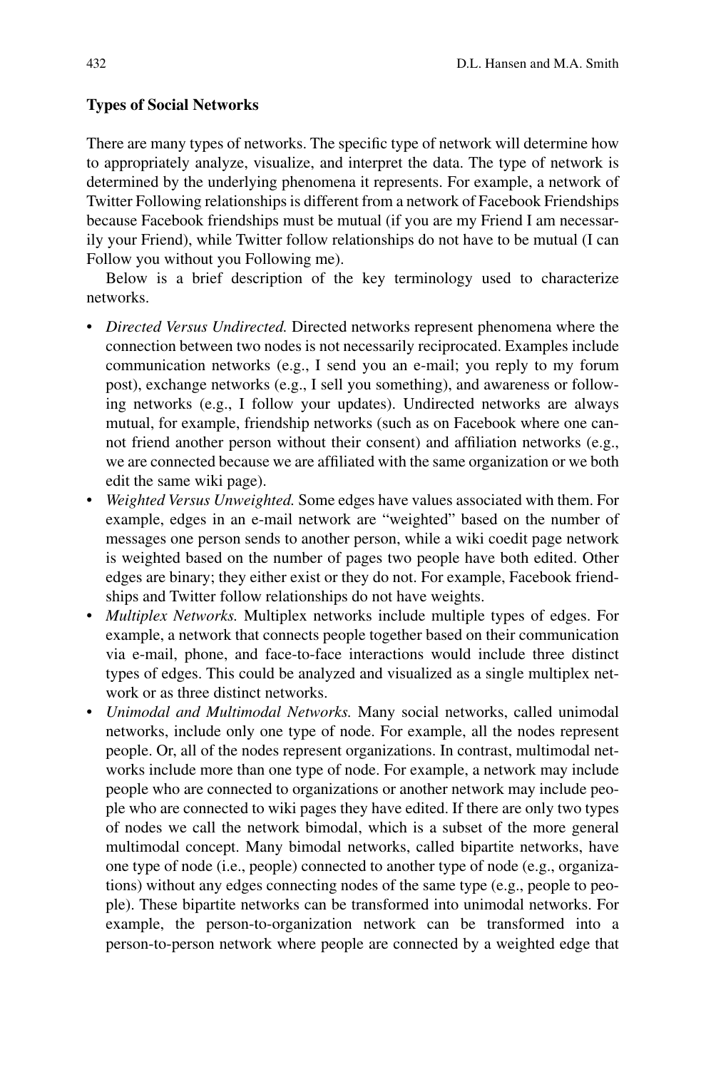**Types of Social Networks**

There are many types of networks. The specific type of network will determine how to appropriately analyze, visualize, and interpret the data. The type of network is determined by the underlying phenomena it represents. For example, a network of Twitter Following relationships is different from a network of Facebook Friendships because Facebook friendships must be mutual (if you are my Friend I am necessarily your Friend), while Twitter follow relationships do not have to be mutual (I can Follow you without you Following me).

Below is a brief description of the key terminology used to characterize networks.

- *Directed Versus Undirected.* Directed networks represent phenomena where the connection between two nodes is not necessarily reciprocated. Examples include communication networks (e.g., I send you an e-mail; you reply to my forum post), exchange networks (e.g., I sell you something), and awareness or following networks (e.g., I follow your updates). Undirected networks are always mutual, for example, friendship networks (such as on Facebook where one cannot friend another person without their consent) and affiliation networks (e.g., we are connected because we are affiliated with the same organization or we both edit the same wiki page).
- *Weighted Versus Unweighted.* Some edges have values associated with them. For example, edges in an e-mail network are "weighted" based on the number of messages one person sends to another person, while a wiki coedit page network is weighted based on the number of pages two people have both edited. Other edges are binary; they either exist or they do not. For example, Facebook friendships and Twitter follow relationships do not have weights.
- *Multiplex Networks.* Multiplex networks include multiple types of edges. For example, a network that connects people together based on their communication via e-mail, phone, and face-to-face interactions would include three distinct types of edges. This could be analyzed and visualized as a single multiplex network or as three distinct networks.
- *Unimodal and Multimodal Networks.* Many social networks, called unimodal networks, include only one type of node. For example, all the nodes represent people. Or, all of the nodes represent organizations. In contrast, multimodal networks include more than one type of node. For example, a network may include people who are connected to organizations or another network may include people who are connected to wiki pages they have edited. If there are only two types of nodes we call the network bimodal, which is a subset of the more general multimodal concept. Many bimodal networks, called bipartite networks, have one type of node (i.e., people) connected to another type of node (e.g., organizations) without any edges connecting nodes of the same type (e.g., people to people). These bipartite networks can be transformed into unimodal networks. For example, the person-to-organization network can be transformed into a person-to-person network where people are connected by a weighted edge that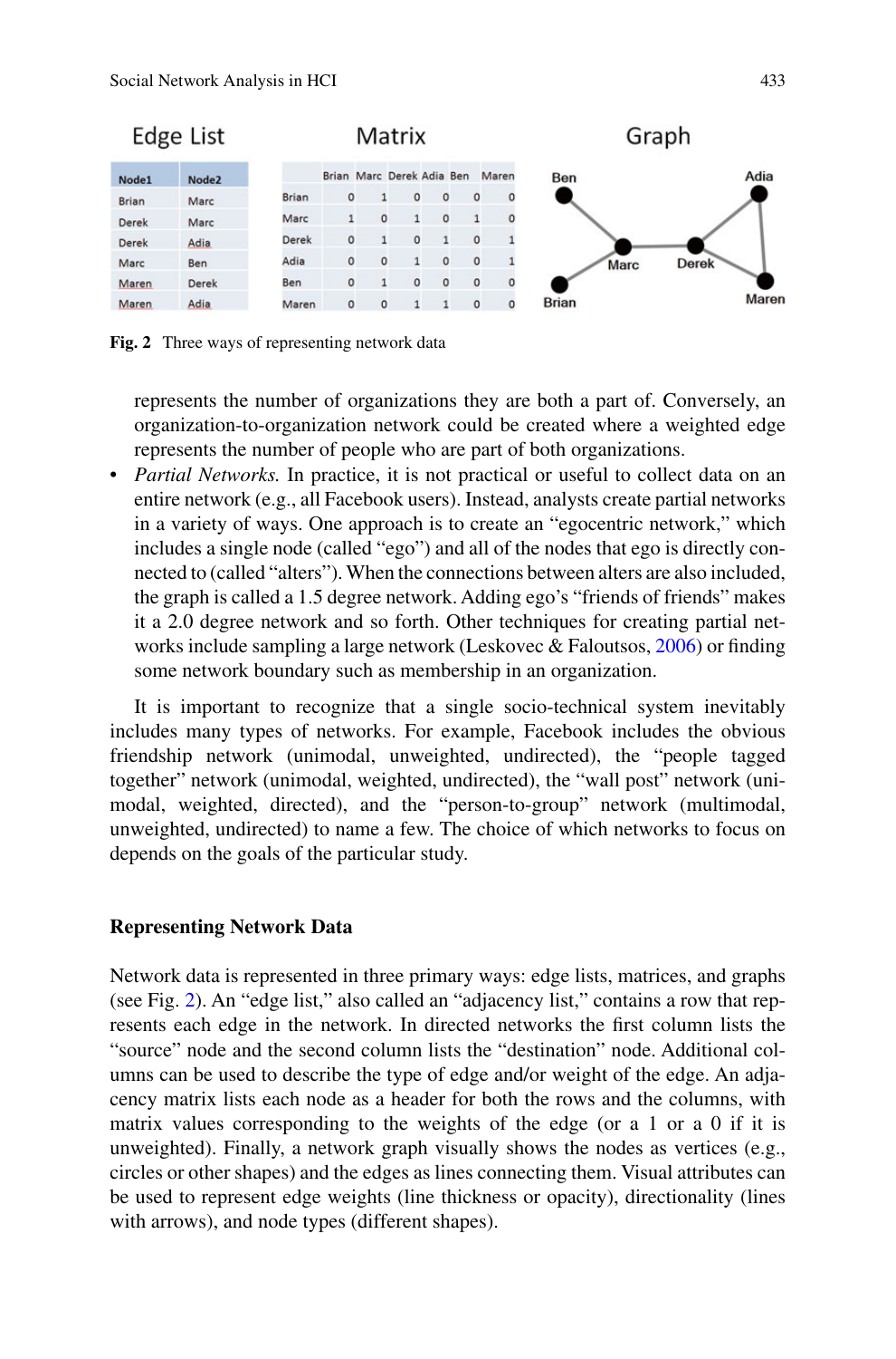| Node1 | Node2 |
|---|---|
| Brian | Marc |
| Derek | Marc |
| Derek | Adia |
| Marc | Ben |
| Maren | Derek |
| Maren | Adia |

| | Brian | Marc | Derek | Adia | Ben | Maren |
|---|---|---|---|---|---|---|
| Brian | 0 | 1 | 0 | 0 | 0 | 0 |
| Marc | 1 | 0 | 1 | 0 | 1 | 0 |
| Derek | 0 | 1 | 0 | 1 | 0 | 1 |
| Adia | 0 | 0 | 1 | 0 | 0 | 1 |
| Ben | 0 | 1 | 0 | 0 | 0 | 0 |
| Maren | 0 | 0 | 1 | 1 | 0 | 0 |

**Fig. 2** Three ways of representing network data

represents the number of organizations they are both a part of. Conversely, an organization-to-organization network could be created where a weighted edge represents the number of people who are part of both organizations.

- *Partial Networks.* In practice, it is not practical or useful to collect data on an entire network (e.g., all Facebook users). Instead, analysts create partial networks in a variety of ways. One approach is to create an "egocentric network," which includes a single node (called "ego") and all of the nodes that ego is directly connected to (called "alters"). When the connections between alters are also included, the graph is called a 1.5 degree network. Adding ego's "friends of friends" makes it a 2.0 degree network and so forth. Other techniques for creating partial networks include sampling a large network (Leskovec & Faloutsos, 2006) or finding some network boundary such as membership in an organization.

It is important to recognize that a single socio-technical system inevitably includes many types of networks. For example, Facebook includes the obvious friendship network (unimodal, unweighted, undirected), the "people tagged together" network (unimodal, weighted, undirected), the "wall post" network (unimodal, weighted, directed), and the "person-to-group" network (multimodal, unweighted, undirected) to name a few. The choice of which networks to focus on depends on the goals of the particular study.

## Representing Network Data

Network data is represented in three primary ways: edge lists, matrices, and graphs (see Fig. 2). An "edge list," also called an "adjacency list," contains a row that represents each edge in the network. In directed networks the first column lists the "source" node and the second column lists the "destination" node. Additional columns can be used to describe the type of edge and/or weight of the edge. An adjacency matrix lists each node as a header for both the rows and the columns, with matrix values corresponding to the weights of the edge (or a 1 or a 0 if it is unweighted). Finally, a network graph visually shows the nodes as vertices (e.g., circles or other shapes) and the edges as lines connecting them. Visual attributes can be used to represent edge weights (line thickness or opacity), directionality (lines with arrows), and node types (different shapes).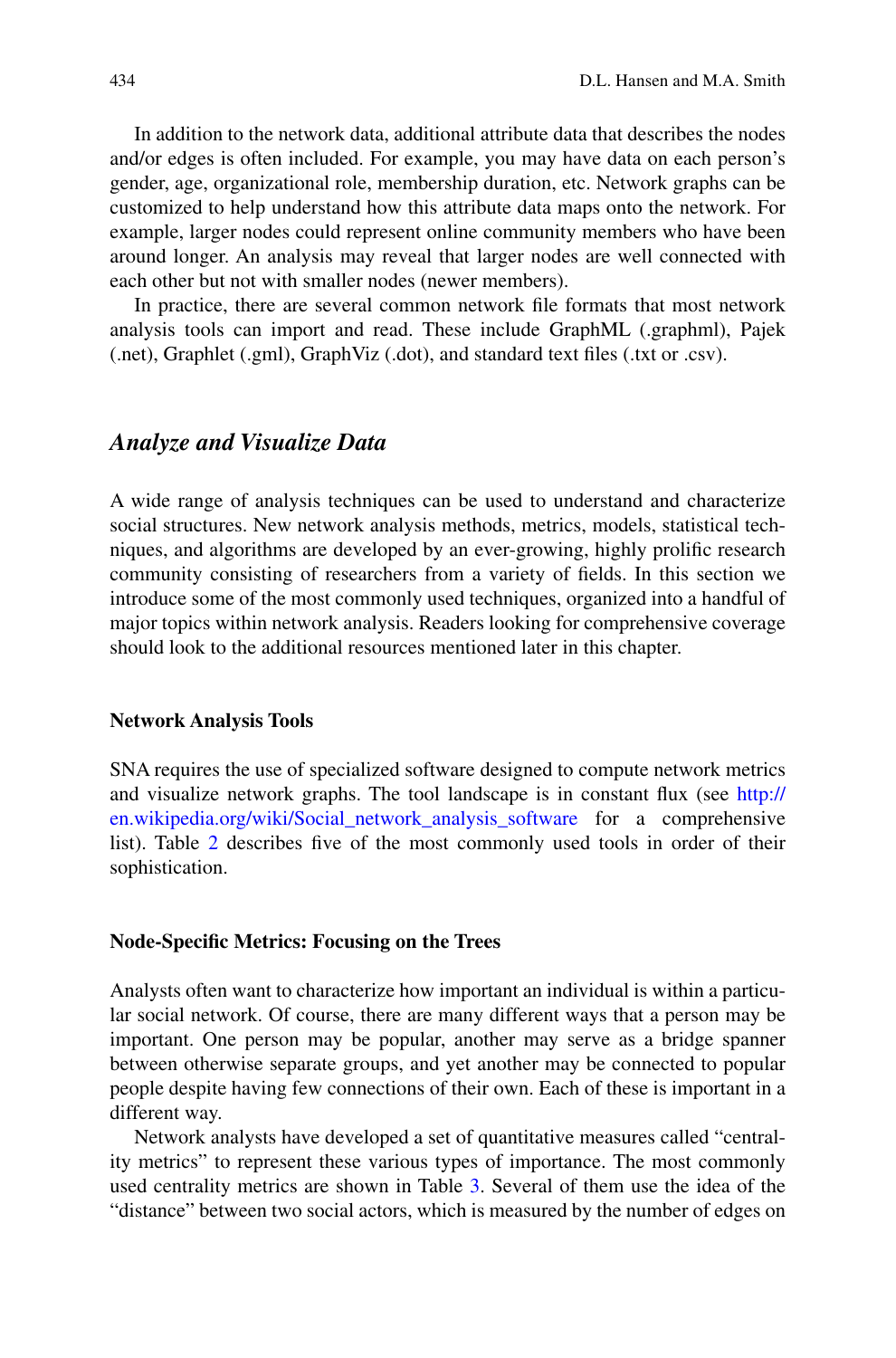In addition to the network data, additional attribute data that describes the nodes and/or edges is often included. For example, you may have data on each person's gender, age, organizational role, membership duration, etc. Network graphs can be customized to help understand how this attribute data maps onto the network. For example, larger nodes could represent online community members who have been around longer. An analysis may reveal that larger nodes are well connected with each other but not with smaller nodes (newer members).

In practice, there are several common network file formats that most network analysis tools can import and read. These include GraphML (.graphml), Pajek (.net), Graphlet (.gml), GraphViz (.dot), and standard text files (.txt or .csv).

## *Analyze and Visualize Data*

A wide range of analysis techniques can be used to understand and characterize social structures. New network analysis methods, metrics, models, statistical techniques, and algorithms are developed by an ever-growing, highly prolific research community consisting of researchers from a variety of fields. In this section we introduce some of the most commonly used techniques, organized into a handful of major topics within network analysis. Readers looking for comprehensive coverage should look to the additional resources mentioned later in this chapter.

### Network Analysis Tools

SNA requires the use of specialized software designed to compute network metrics and visualize network graphs. The tool landscape is in constant flux (see http://en.wikipedia.org/wiki/Social_network_analysis_software for a comprehensive list). Table 2 describes five of the most commonly used tools in order of their sophistication.

### Node-Specific Metrics: Focusing on the Trees

Analysts often want to characterize how important an individual is within a particular social network. Of course, there are many different ways that a person may be important. One person may be popular, another may serve as a bridge spanner between otherwise separate groups, and yet another may be connected to popular people despite having few connections of their own. Each of these is important in a different way.

Network analysts have developed a set of quantitative measures called "centrality metrics" to represent these various types of importance. The most commonly used centrality metrics are shown in Table 3. Several of them use the idea of the "distance" between two social actors, which is measured by the number of edges on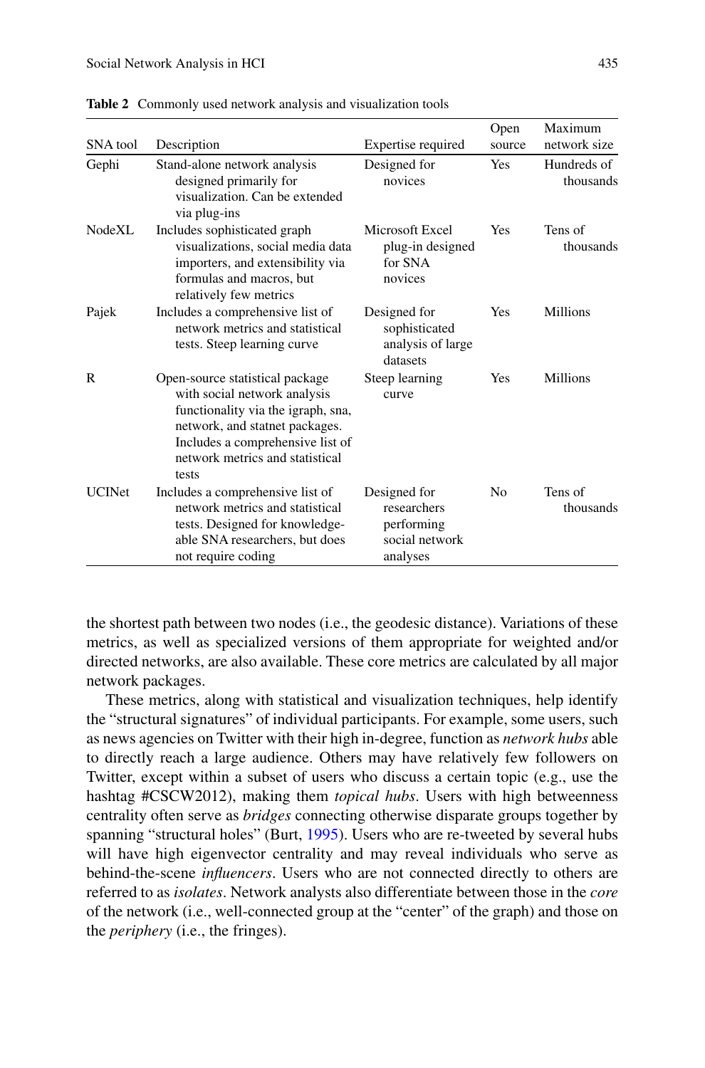**Table 2** Commonly used network analysis and visualization tools

| SNA tool | Description | Expertise required | Open source | Maximum network size |
|---|---|---|---|---|
| Gephi | Stand-alone network analysis designed primarily for visualization. Can be extended via plug-ins | Designed for novices | Yes | Hundreds of thousands |
| NodeXL | Includes sophisticated graph visualizations, social media data importers, and extensibility via formulas and macros, but relatively few metrics | Microsoft Excel plug-in designed for SNA novices | Yes | Tens of thousands |
| Pajek | Includes a comprehensive list of network metrics and statistical tests. Steep learning curve | Designed for sophisticated analysis of large datasets | Yes | Millions |
| R | Open-source statistical package with social network analysis functionality via the igraph, sna, network, and statnet packages. Includes a comprehensive list of network metrics and statistical tests | Steep learning curve | Yes | Millions |
| UCINet | Includes a comprehensive list of network metrics and statistical tests. Designed for knowledge-able SNA researchers, but does not require coding | Designed for researchers performing social network analyses | No | Tens of thousands |

the shortest path between two nodes (i.e., the geodesic distance). Variations of these metrics, as well as specialized versions of them appropriate for weighted and/or directed networks, are also available. These core metrics are calculated by all major network packages.

These metrics, along with statistical and visualization techniques, help identify the "structural signatures" of individual participants. For example, some users, such as news agencies on Twitter with their high in-degree, function as *network hubs* able to directly reach a large audience. Others may have relatively few followers on Twitter, except within a subset of users who discuss a certain topic (e.g., use the hashtag #CSCW2012), making them *topical hubs*. Users with high betweenness centrality often serve as *bridges* connecting otherwise disparate groups together by spanning "structural holes" (Burt, 1995). Users who are re-tweeted by several hubs will have high eigenvector centrality and may reveal individuals who serve as behind-the-scene *influencers*. Users who are not connected directly to others are referred to as *isolates*. Network analysts also differentiate between those in the *core* of the network (i.e., well-connected group at the "center" of the graph) and those on the *periphery* (i.e., the fringes).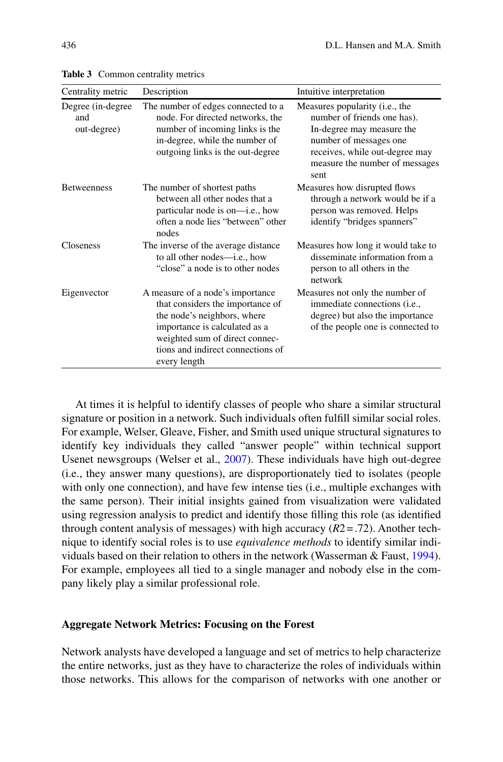**Table 3** Common centrality metrics

| Centrality metric | Description | Intuitive interpretation |
|---|---|---|
| Degree (in-degree and out-degree) | The number of edges connected to a node. For directed networks, the number of incoming links is the in-degree, while the number of outgoing links is the out-degree | Measures popularity (i.e., the number of friends one has). In-degree may measure the number of messages one receives, while out-degree may measure the number of messages sent |
| Betweenness | The number of shortest paths between all other nodes that a particular node is on—i.e., how often a node lies "between" other nodes | Measures how disrupted flows through a network would be if a person was removed. Helps identify "bridges spanners" |
| Closeness | The inverse of the average distance to all other nodes—i.e., how "close" a node is to other nodes | Measures how long it would take to disseminate information from a person to all others in the network |
| Eigenvector | A measure of a node's importance that considers the importance of the node's neighbors, where importance is calculated as a weighted sum of direct connections and indirect connections of every length | Measures not only the number of immediate connections (i.e., degree) but also the importance of the people one is connected to |

At times it is helpful to identify classes of people who share a similar structural signature or position in a network. Such individuals often fulfill similar social roles. For example, Welser, Gleave, Fisher, and Smith used unique structural signatures to identify key individuals they called "answer people" within technical support Usenet newsgroups (Welser et al., 2007). These individuals have high out-degree (i.e., they answer many questions), are disproportionately tied to isolates (people with only one connection), and have few intense ties (i.e., multiple exchanges with the same person). Their initial insights gained from visualization were validated using regression analysis to predict and identify those filling this role (as identified through content analysis of messages) with high accuracy ($R2 = .72$). Another technique to identify social roles is to use *equivalence methods* to identify similar individuals based on their relation to others in the network (Wasserman & Faust, 1994). For example, employees all tied to a single manager and nobody else in the company likely play a similar professional role.

### Aggregate Network Metrics: Focusing on the Forest

Network analysts have developed a language and set of metrics to help characterize the entire networks, just as they have to characterize the roles of individuals within those networks. This allows for the comparison of networks with one another or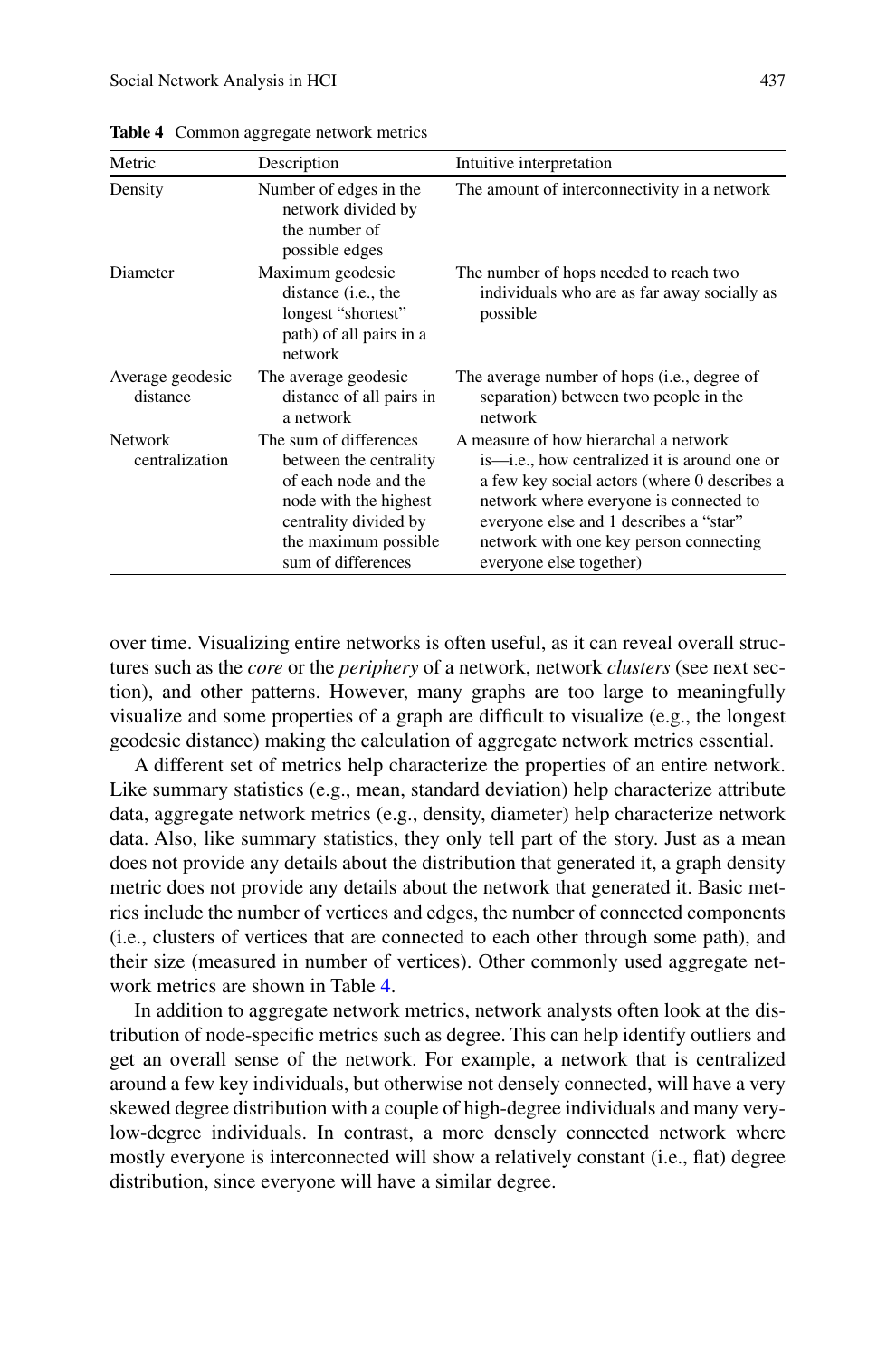**Table 4** Common aggregate network metrics

| Metric | Description | Intuitive interpretation |
|---|---|---|
| Density | Number of edges in the network divided by the number of possible edges | The amount of interconnectivity in a network |
| Diameter | Maximum geodesic distance (i.e., the longest "shortest" path) of all pairs in a network | The number of hops needed to reach two individuals who are as far away socially as possible |
| Average geodesic distance | The average geodesic distance of all pairs in a network | The average number of hops (i.e., degree of separation) between two people in the network |
| Network centralization | The sum of differences between the centrality of each node and the node with the highest centrality divided by the maximum possible sum of differences | A measure of how hierarchal a network is—i.e., how centralized it is around one or a few key social actors (where 0 describes a network where everyone is connected to everyone else and 1 describes a "star" network with one key person connecting everyone else together) |

over time. Visualizing entire networks is often useful, as it can reveal overall structures such as the *core* or the *periphery* of a network, network *clusters* (see next section), and other patterns. However, many graphs are too large to meaningfully visualize and some properties of a graph are difficult to visualize (e.g., the longest geodesic distance) making the calculation of aggregate network metrics essential.

A different set of metrics help characterize the properties of an entire network. Like summary statistics (e.g., mean, standard deviation) help characterize attribute data, aggregate network metrics (e.g., density, diameter) help characterize network data. Also, like summary statistics, they only tell part of the story. Just as a mean does not provide any details about the distribution that generated it, a graph density metric does not provide any details about the network that generated it. Basic metrics include the number of vertices and edges, the number of connected components (i.e., clusters of vertices that are connected to each other through some path), and their size (measured in number of vertices). Other commonly used aggregate network metrics are shown in Table 4.

In addition to aggregate network metrics, network analysts often look at the distribution of node-specific metrics such as degree. This can help identify outliers and get an overall sense of the network. For example, a network that is centralized around a few key individuals, but otherwise not densely connected, will have a very skewed degree distribution with a couple of high-degree individuals and many very-low-degree individuals. In contrast, a more densely connected network where mostly everyone is interconnected will show a relatively constant (i.e., flat) degree distribution, since everyone will have a similar degree.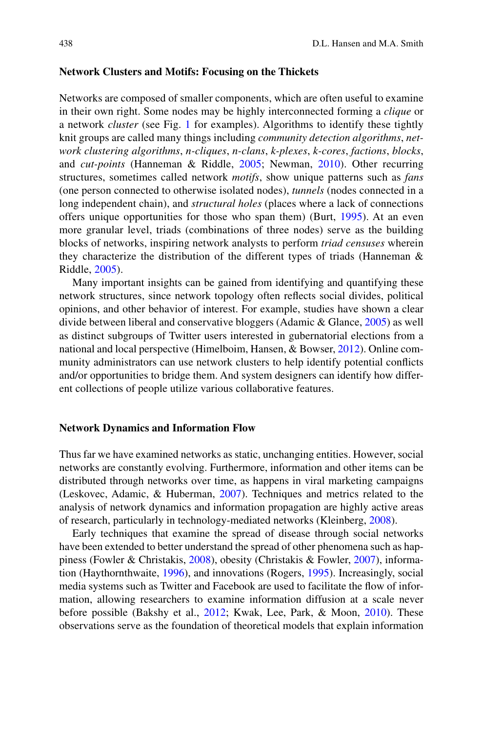### Network Clusters and Motifs: Focusing on the Thickets

Networks are composed of smaller components, which are often useful to examine in their own right. Some nodes may be highly interconnected forming a *clique* or a network *cluster* (see Fig. 1 for examples). Algorithms to identify these tightly knit groups are called many things including *community detection algorithms*, *network clustering algorithms*, *n-cliques*, *n-clans*, *k-plexes*, *k-cores*, *factions*, *blocks*, and *cut-points* (Hanneman & Riddle, 2005; Newman, 2010). Other recurring structures, sometimes called network *motifs*, show unique patterns such as *fans* (one person connected to otherwise isolated nodes), *tunnels* (nodes connected in a long independent chain), and *structural holes* (places where a lack of connections offers unique opportunities for those who span them) (Burt, 1995). At an even more granular level, triads (combinations of three nodes) serve as the building blocks of networks, inspiring network analysts to perform *triad censuses* wherein they characterize the distribution of the different types of triads (Hanneman & Riddle, 2005).

Many important insights can be gained from identifying and quantifying these network structures, since network topology often reflects social divides, political opinions, and other behavior of interest. For example, studies have shown a clear divide between liberal and conservative bloggers (Adamic & Glance, 2005) as well as distinct subgroups of Twitter users interested in gubernatorial elections from a national and local perspective (Himelboim, Hansen, & Bowser, 2012). Online community administrators can use network clusters to help identify potential conflicts and/or opportunities to bridge them. And system designers can identify how different collections of people utilize various collaborative features.

### Network Dynamics and Information Flow

Thus far we have examined networks as static, unchanging entities. However, social networks are constantly evolving. Furthermore, information and other items can be distributed through networks over time, as happens in viral marketing campaigns (Leskovec, Adamic, & Huberman, 2007). Techniques and metrics related to the analysis of network dynamics and information propagation are highly active areas of research, particularly in technology-mediated networks (Kleinberg, 2008).

Early techniques that examine the spread of disease through social networks have been extended to better understand the spread of other phenomena such as happiness (Fowler & Christakis, 2008), obesity (Christakis & Fowler, 2007), information (Haythornthwaite, 1996), and innovations (Rogers, 1995). Increasingly, social media systems such as Twitter and Facebook are used to facilitate the flow of information, allowing researchers to examine information diffusion at a scale never before possible (Bakshy et al., 2012; Kwak, Lee, Park, & Moon, 2010). These observations serve as the foundation of theoretical models that explain information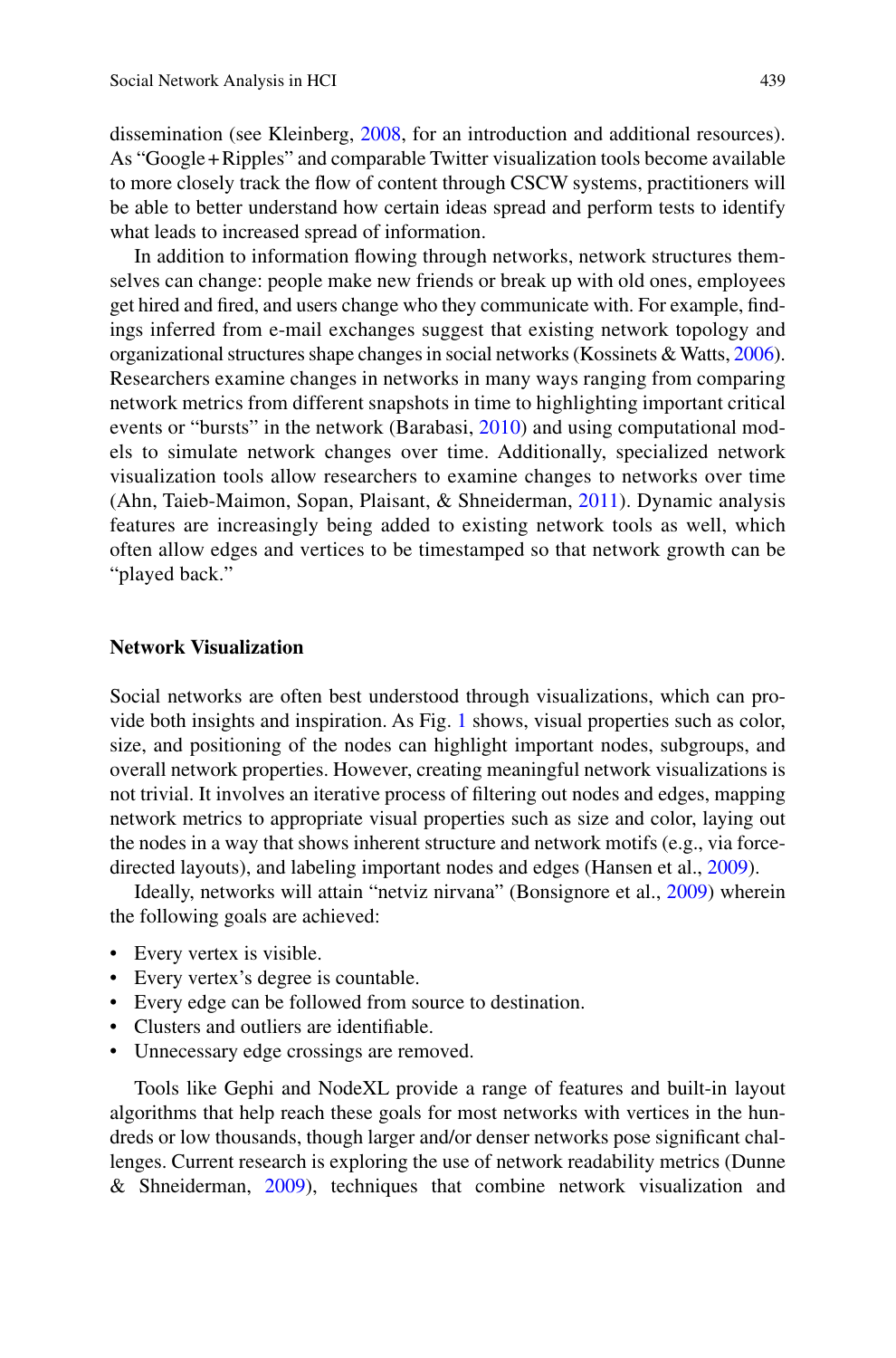dissemination (see Kleinberg, 2008, for an introduction and additional resources). As "Google+Ripples" and comparable Twitter visualization tools become available to more closely track the flow of content through CSCW systems, practitioners will be able to better understand how certain ideas spread and perform tests to identify what leads to increased spread of information.

In addition to information flowing through networks, network structures themselves can change: people make new friends or break up with old ones, employees get hired and fired, and users change who they communicate with. For example, findings inferred from e-mail exchanges suggest that existing network topology and organizational structures shape changes in social networks (Kossinets & Watts, 2006). Researchers examine changes in networks in many ways ranging from comparing network metrics from different snapshots in time to highlighting important critical events or "bursts" in the network (Barabasi, 2010) and using computational models to simulate network changes over time. Additionally, specialized network visualization tools allow researchers to examine changes to networks over time (Ahn, Taieb-Maimon, Sopan, Plaisant, & Shneiderman, 2011). Dynamic analysis features are increasingly being added to existing network tools as well, which often allow edges and vertices to be timestamped so that network growth can be "played back."

## Network Visualization

Social networks are often best understood through visualizations, which can provide both insights and inspiration. As Fig. 1 shows, visual properties such as color, size, and positioning of the nodes can highlight important nodes, subgroups, and overall network properties. However, creating meaningful network visualizations is not trivial. It involves an iterative process of filtering out nodes and edges, mapping network metrics to appropriate visual properties such as size and color, laying out the nodes in a way that shows inherent structure and network motifs (e.g., via force-directed layouts), and labeling important nodes and edges (Hansen et al., 2009).

Ideally, networks will attain "netviz nirvana" (Bonsignore et al., 2009) wherein the following goals are achieved:

- Every vertex is visible.
- Every vertex's degree is countable.
- Every edge can be followed from source to destination.
- Clusters and outliers are identifiable.
- Unnecessary edge crossings are removed.

Tools like Gephi and NodeXL provide a range of features and built-in layout algorithms that help reach these goals for most networks with vertices in the hundreds or low thousands, though larger and/or denser networks pose significant challenges. Current research is exploring the use of network readability metrics (Dunne & Shneiderman, 2009), techniques that combine network visualization and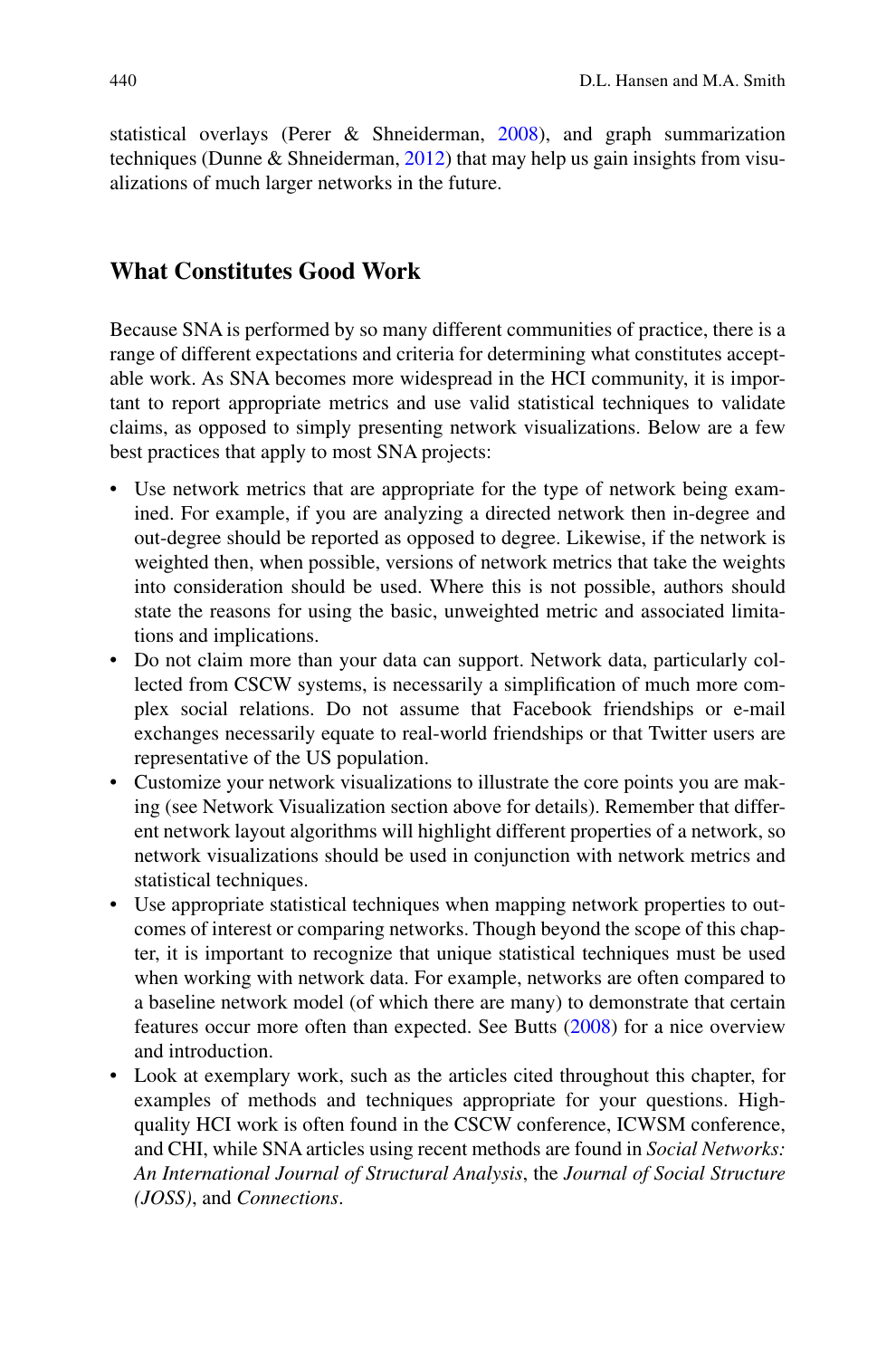statistical overlays (Perer & Shneiderman, 2008), and graph summarization techniques (Dunne & Shneiderman, 2012) that may help us gain insights from visualizations of much larger networks in the future.

## What Constitutes Good Work

Because SNA is performed by so many different communities of practice, there is a range of different expectations and criteria for determining what constitutes acceptable work. As SNA becomes more widespread in the HCI community, it is important to report appropriate metrics and use valid statistical techniques to validate claims, as opposed to simply presenting network visualizations. Below are a few best practices that apply to most SNA projects:

- Use network metrics that are appropriate for the type of network being examined. For example, if you are analyzing a directed network then in-degree and out-degree should be reported as opposed to degree. Likewise, if the network is weighted then, when possible, versions of network metrics that take the weights into consideration should be used. Where this is not possible, authors should state the reasons for using the basic, unweighted metric and associated limitations and implications.
- Do not claim more than your data can support. Network data, particularly collected from CSCW systems, is necessarily a simplification of much more complex social relations. Do not assume that Facebook friendships or e-mail exchanges necessarily equate to real-world friendships or that Twitter users are representative of the US population.
- Customize your network visualizations to illustrate the core points you are making (see Network Visualization section above for details). Remember that different network layout algorithms will highlight different properties of a network, so network visualizations should be used in conjunction with network metrics and statistical techniques.
- Use appropriate statistical techniques when mapping network properties to outcomes of interest or comparing networks. Though beyond the scope of this chapter, it is important to recognize that unique statistical techniques must be used when working with network data. For example, networks are often compared to a baseline network model (of which there are many) to demonstrate that certain features occur more often than expected. See Butts (2008) for a nice overview and introduction.
- Look at exemplary work, such as the articles cited throughout this chapter, for examples of methods and techniques appropriate for your questions. High-quality HCI work is often found in the CSCW conference, ICWSM conference, and CHI, while SNA articles using recent methods are found in *Social Networks: An International Journal of Structural Analysis*, the *Journal of Social Structure (JOSS)*, and *Connections*.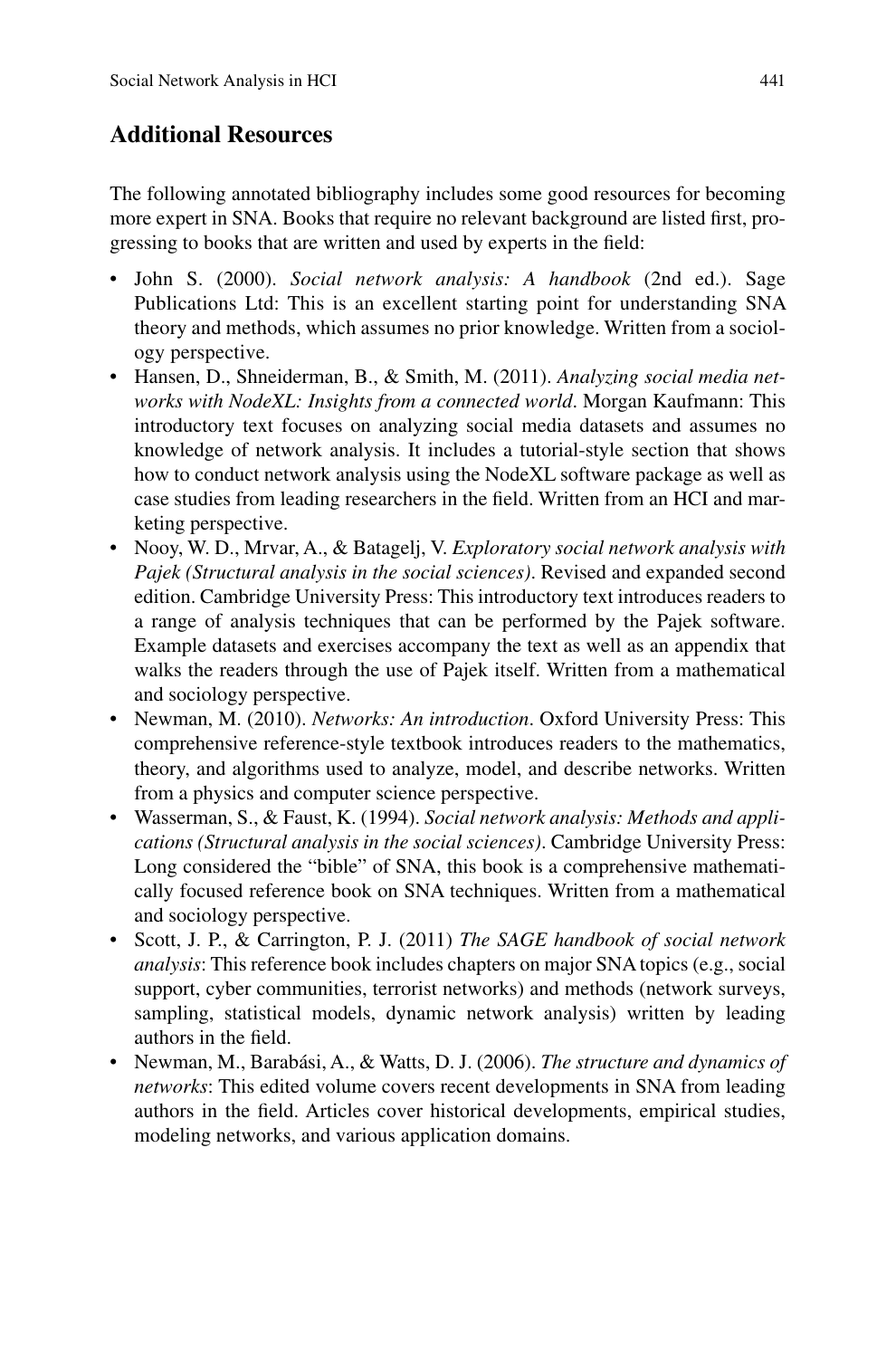## Additional Resources

The following annotated bibliography includes some good resources for becoming more expert in SNA. Books that require no relevant background are listed first, progressing to books that are written and used by experts in the field:

- John S. (2000). *Social network analysis: A handbook* (2nd ed.). Sage Publications Ltd: This is an excellent starting point for understanding SNA theory and methods, which assumes no prior knowledge. Written from a sociology perspective.
- Hansen, D., Shneiderman, B., & Smith, M. (2011). *Analyzing social media networks with NodeXL: Insights from a connected world*. Morgan Kaufmann: This introductory text focuses on analyzing social media datasets and assumes no knowledge of network analysis. It includes a tutorial-style section that shows how to conduct network analysis using the NodeXL software package as well as case studies from leading researchers in the field. Written from an HCI and marketing perspective.
- Nooy, W. D., Mrvar, A., & Batagelj, V. *Exploratory social network analysis with Pajek (Structural analysis in the social sciences)*. Revised and expanded second edition. Cambridge University Press: This introductory text introduces readers to a range of analysis techniques that can be performed by the Pajek software. Example datasets and exercises accompany the text as well as an appendix that walks the readers through the use of Pajek itself. Written from a mathematical and sociology perspective.
- Newman, M. (2010). *Networks: An introduction*. Oxford University Press: This comprehensive reference-style textbook introduces readers to the mathematics, theory, and algorithms used to analyze, model, and describe networks. Written from a physics and computer science perspective.
- Wasserman, S., & Faust, K. (1994). *Social network analysis: Methods and applications (Structural analysis in the social sciences)*. Cambridge University Press: Long considered the "bible" of SNA, this book is a comprehensive mathematically focused reference book on SNA techniques. Written from a mathematical and sociology perspective.
- Scott, J. P., & Carrington, P. J. (2011) *The SAGE handbook of social network analysis*: This reference book includes chapters on major SNA topics (e.g., social support, cyber communities, terrorist networks) and methods (network surveys, sampling, statistical models, dynamic network analysis) written by leading authors in the field.
- Newman, M., Barabási, A., & Watts, D. J. (2006). *The structure and dynamics of networks*: This edited volume covers recent developments in SNA from leading authors in the field. Articles cover historical developments, empirical studies, modeling networks, and various application domains.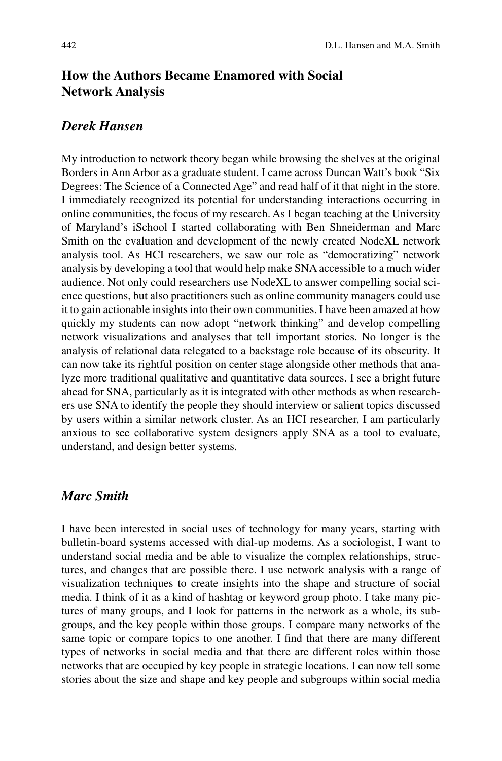## How the Authors Became Enamored with Social Network Analysis

### *Derek Hansen*

My introduction to network theory began while browsing the shelves at the original Borders in Ann Arbor as a graduate student. I came across Duncan Watt's book "Six Degrees: The Science of a Connected Age" and read half of it that night in the store. I immediately recognized its potential for understanding interactions occurring in online communities, the focus of my research. As I began teaching at the University of Maryland's iSchool I started collaborating with Ben Shneiderman and Marc Smith on the evaluation and development of the newly created NodeXL network analysis tool. As HCI researchers, we saw our role as "democratizing" network analysis by developing a tool that would help make SNA accessible to a much wider audience. Not only could researchers use NodeXL to answer compelling social science questions, but also practitioners such as online community managers could use it to gain actionable insights into their own communities. I have been amazed at how quickly my students can now adopt "network thinking" and develop compelling network visualizations and analyses that tell important stories. No longer is the analysis of relational data relegated to a backstage role because of its obscurity. It can now take its rightful position on center stage alongside other methods that analyze more traditional qualitative and quantitative data sources. I see a bright future ahead for SNA, particularly as it is integrated with other methods as when researchers use SNA to identify the people they should interview or salient topics discussed by users within a similar network cluster. As an HCI researcher, I am particularly anxious to see collaborative system designers apply SNA as a tool to evaluate, understand, and design better systems.

### *Marc Smith*

I have been interested in social uses of technology for many years, starting with bulletin-board systems accessed with dial-up modems. As a sociologist, I want to understand social media and be able to visualize the complex relationships, structures, and changes that are possible there. I use network analysis with a range of visualization techniques to create insights into the shape and structure of social media. I think of it as a kind of hashtag or keyword group photo. I take many pictures of many groups, and I look for patterns in the network as a whole, its subgroups, and the key people within those groups. I compare many networks of the same topic or compare topics to one another. I find that there are many different types of networks in social media and that there are different roles within those networks that are occupied by key people in strategic locations. I can now tell some stories about the size and shape and key people and subgroups within social media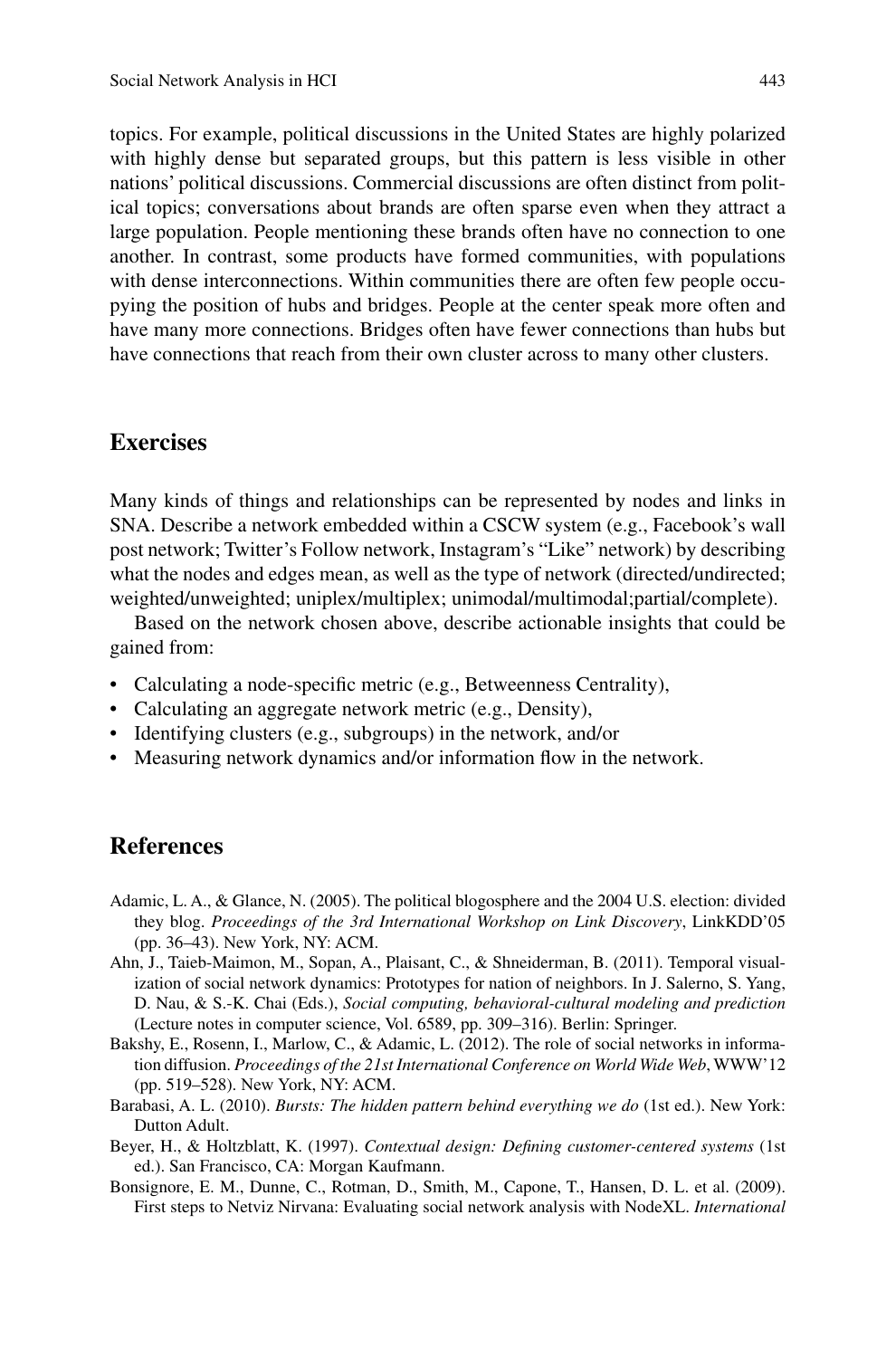topics. For example, political discussions in the United States are highly polarized with highly dense but separated groups, but this pattern is less visible in other nations' political discussions. Commercial discussions are often distinct from political topics; conversations about brands are often sparse even when they attract a large population. People mentioning these brands often have no connection to one another. In contrast, some products have formed communities, with populations with dense interconnections. Within communities there are often few people occupying the position of hubs and bridges. People at the center speak more often and have many more connections. Bridges often have fewer connections than hubs but have connections that reach from their own cluster across to many other clusters.

## Exercises

Many kinds of things and relationships can be represented by nodes and links in SNA. Describe a network embedded within a CSCW system (e.g., Facebook's wall post network; Twitter's Follow network, Instagram's "Like" network) by describing what the nodes and edges mean, as well as the type of network (directed/undirected; weighted/unweighted; uniplex/multiplex; unimodal/multimodal;partial/complete).

Based on the network chosen above, describe actionable insights that could be gained from:

- Calculating a node-specific metric (e.g., Betweenness Centrality),
- Calculating an aggregate network metric (e.g., Density),
- Identifying clusters (e.g., subgroups) in the network, and/or
- Measuring network dynamics and/or information flow in the network.

## References

Adamic, L. A., & Glance, N. (2005). The political blogosphere and the 2004 U.S. election: divided they blog. *Proceedings of the 3rd International Workshop on Link Discovery*, LinkKDD'05 (pp. 36–43). New York, NY: ACM.

Ahn, J., Taieb-Maimon, M., Sopan, A., Plaisant, C., & Shneiderman, B. (2011). Temporal visualization of social network dynamics: Prototypes for nation of neighbors. In J. Salerno, S. Yang, D. Nau, & S.-K. Chai (Eds.), *Social computing, behavioral-cultural modeling and prediction* (Lecture notes in computer science, Vol. 6589, pp. 309–316). Berlin: Springer.

Bakshy, E., Rosenn, I., Marlow, C., & Adamic, L. (2012). The role of social networks in information diffusion. *Proceedings of the 21st International Conference on World Wide Web*, WWW'12 (pp. 519–528). New York, NY: ACM.

Barabasi, A. L. (2010). *Bursts: The hidden pattern behind everything we do* (1st ed.). New York: Dutton Adult.

Beyer, H., & Holtzblatt, K. (1997). *Contextual design: Defining customer-centered systems* (1st ed.). San Francisco, CA: Morgan Kaufmann.

Bonsignore, E. M., Dunne, C., Rotman, D., Smith, M., Capone, T., Hansen, D. L. et al. (2009). First steps to Netviz Nirvana: Evaluating social network analysis with NodeXL. *International*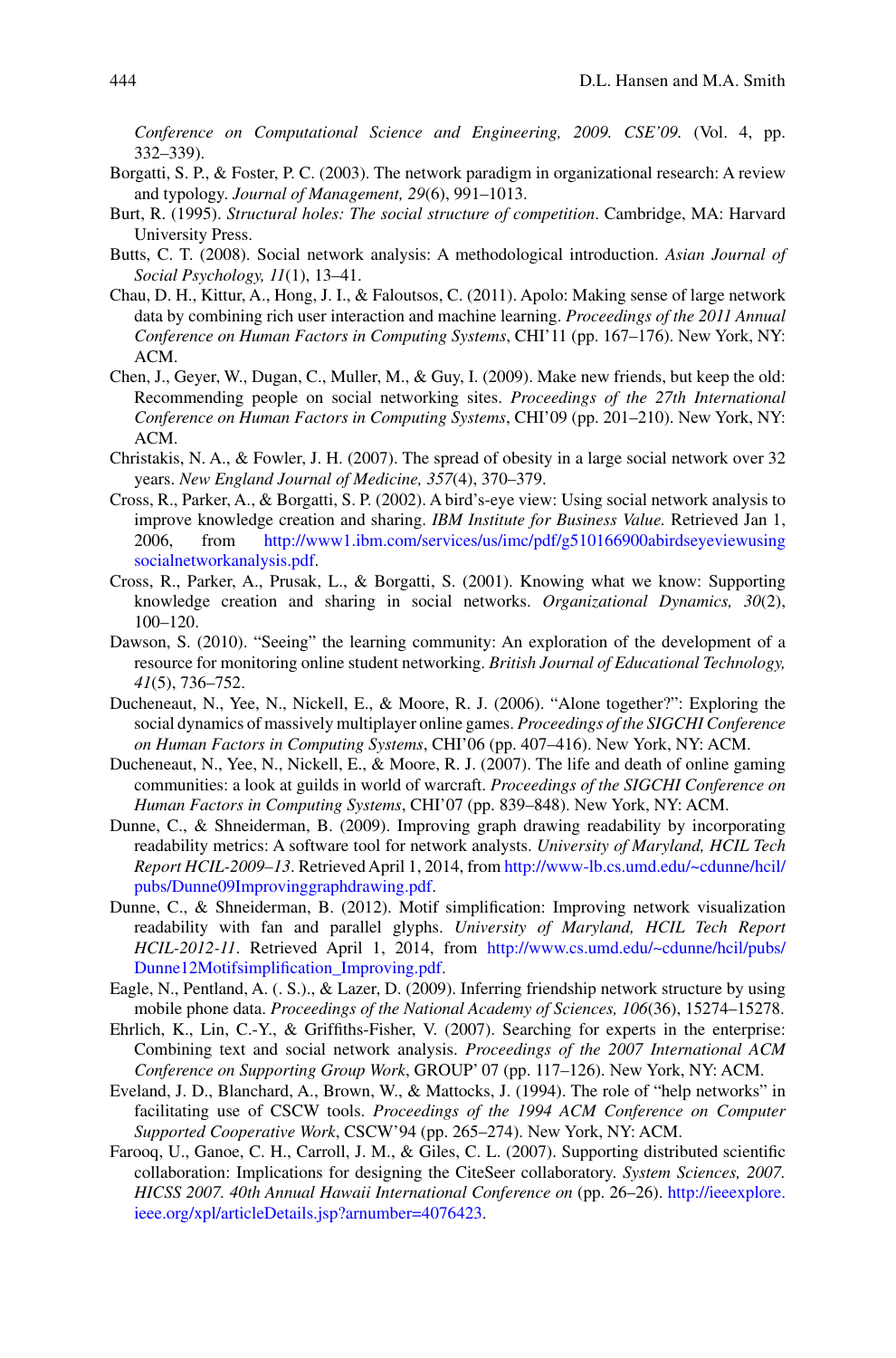*Conference on Computational Science and Engineering, 2009. CSE'09.* (Vol. 4, pp. 332–339).

Borgatti, S. P., & Foster, P. C. (2003). The network paradigm in organizational research: A review and typology. *Journal of Management, 29*(6), 991–1013.

Burt, R. (1995). *Structural holes: The social structure of competition*. Cambridge, MA: Harvard University Press.

Butts, C. T. (2008). Social network analysis: A methodological introduction. *Asian Journal of Social Psychology, 11*(1), 13–41.

Chau, D. H., Kittur, A., Hong, J. I., & Faloutsos, C. (2011). Apolo: Making sense of large network data by combining rich user interaction and machine learning. *Proceedings of the 2011 Annual Conference on Human Factors in Computing Systems*, CHI'11 (pp. 167–176). New York, NY: ACM.

Chen, J., Geyer, W., Dugan, C., Muller, M., & Guy, I. (2009). Make new friends, but keep the old: Recommending people on social networking sites. *Proceedings of the 27th International Conference on Human Factors in Computing Systems*, CHI'09 (pp. 201–210). New York, NY: ACM.

Christakis, N. A., & Fowler, J. H. (2007). The spread of obesity in a large social network over 32 years. *New England Journal of Medicine, 357*(4), 370–379.

Cross, R., Parker, A., & Borgatti, S. P. (2002). A bird's-eye view: Using social network analysis to improve knowledge creation and sharing. *IBM Institute for Business Value.* Retrieved Jan 1, 2006, from http://www1.ibm.com/services/us/imc/pdf/g510166900abirdseyeviewusingsocialnetworkanalysis.pdf.

Cross, R., Parker, A., Prusak, L., & Borgatti, S. (2001). Knowing what we know: Supporting knowledge creation and sharing in social networks. *Organizational Dynamics, 30*(2), 100–120.

Dawson, S. (2010). "Seeing" the learning community: An exploration of the development of a resource for monitoring online student networking. *British Journal of Educational Technology, 41*(5), 736–752.

Ducheneaut, N., Yee, N., Nickell, E., & Moore, R. J. (2006). "Alone together?": Exploring the social dynamics of massively multiplayer online games. *Proceedings of the SIGCHI Conference on Human Factors in Computing Systems*, CHI'06 (pp. 407–416). New York, NY: ACM.

Ducheneaut, N., Yee, N., Nickell, E., & Moore, R. J. (2007). The life and death of online gaming communities: a look at guilds in world of warcraft. *Proceedings of the SIGCHI Conference on Human Factors in Computing Systems*, CHI'07 (pp. 839–848). New York, NY: ACM.

Dunne, C., & Shneiderman, B. (2009). Improving graph drawing readability by incorporating readability metrics: A software tool for network analysts. *University of Maryland, HCIL Tech Report HCIL-2009–13*. Retrieved April 1, 2014, from http://www-lb.cs.umd.edu/~cdunne/hcil/pubs/Dunne09Improvinggraphdrawing.pdf.

Dunne, C., & Shneiderman, B. (2012). Motif simplification: Improving network visualization readability with fan and parallel glyphs. *University of Maryland, HCIL Tech Report HCIL-2012-11*. Retrieved April 1, 2014, from http://www.cs.umd.edu/~cdunne/hcil/pubs/Dunne12Motifsimplification_Improving.pdf.

Eagle, N., Pentland, A. (. S.)., & Lazer, D. (2009). Inferring friendship network structure by using mobile phone data. *Proceedings of the National Academy of Sciences, 106*(36), 15274–15278.

Ehrlich, K., Lin, C.-Y., & Griffiths-Fisher, V. (2007). Searching for experts in the enterprise: Combining text and social network analysis. *Proceedings of the 2007 International ACM Conference on Supporting Group Work*, GROUP' 07 (pp. 117–126). New York, NY: ACM.

Eveland, J. D., Blanchard, A., Brown, W., & Mattocks, J. (1994). The role of "help networks" in facilitating use of CSCW tools. *Proceedings of the 1994 ACM Conference on Computer Supported Cooperative Work*, CSCW'94 (pp. 265–274). New York, NY: ACM.

Farooq, U., Ganoe, C. H., Carroll, J. M., & Giles, C. L. (2007). Supporting distributed scientific collaboration: Implications for designing the CiteSeer collaboratory. *System Sciences, 2007. HICSS 2007. 40th Annual Hawaii International Conference on* (pp. 26–26). http://ieeexplore.ieee.org/xpl/articleDetails.jsp?arnumber=4076423.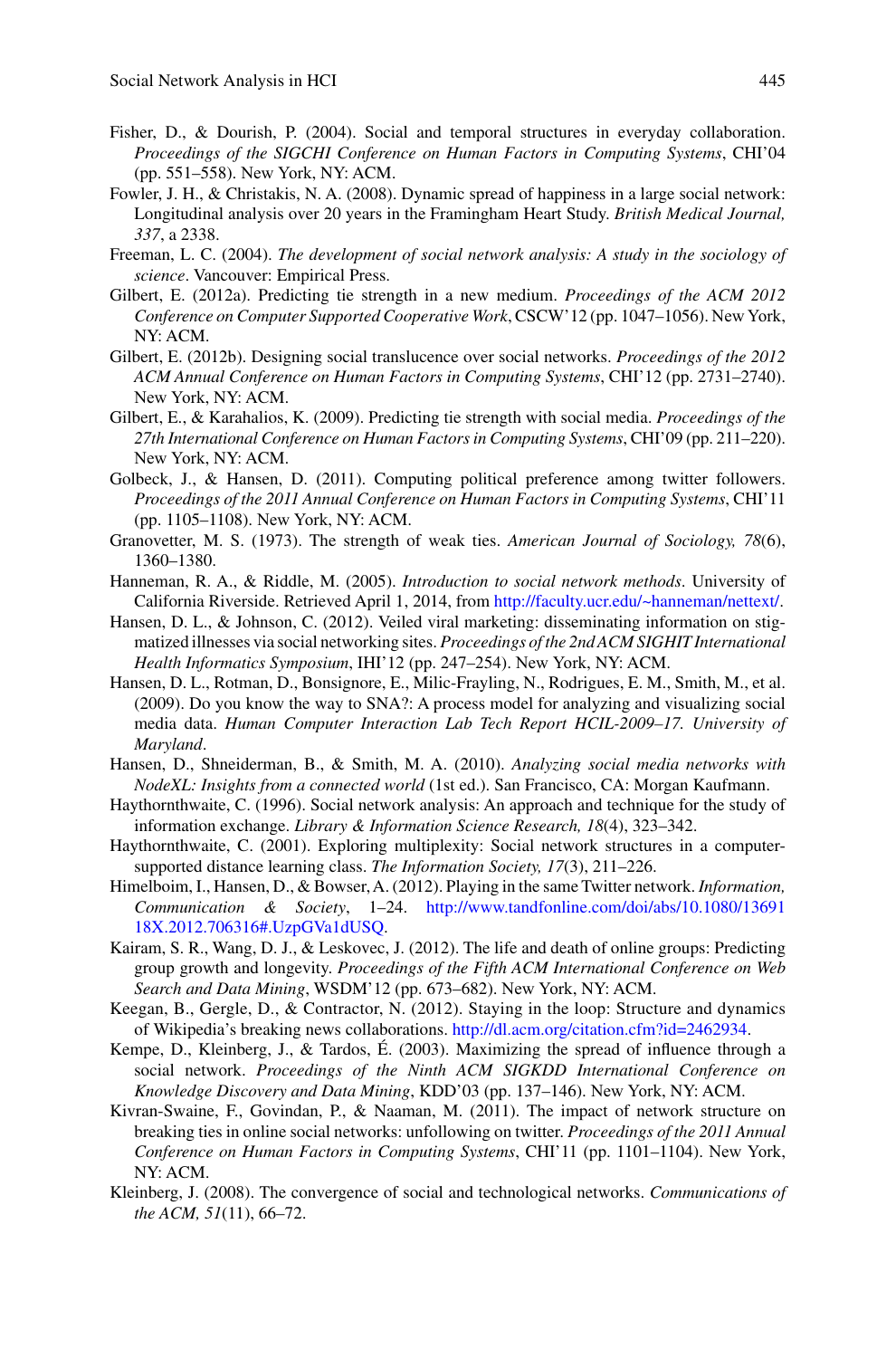Fisher, D., & Dourish, P. (2004). Social and temporal structures in everyday collaboration. *Proceedings of the SIGCHI Conference on Human Factors in Computing Systems*, CHI'04 (pp. 551–558). New York, NY: ACM.

Fowler, J. H., & Christakis, N. A. (2008). Dynamic spread of happiness in a large social network: Longitudinal analysis over 20 years in the Framingham Heart Study. *British Medical Journal, 337*, a 2338.

Freeman, L. C. (2004). *The development of social network analysis: A study in the sociology of science*. Vancouver: Empirical Press.

Gilbert, E. (2012a). Predicting tie strength in a new medium. *Proceedings of the ACM 2012 Conference on Computer Supported Cooperative Work*, CSCW'12 (pp. 1047–1056). New York, NY: ACM.

Gilbert, E. (2012b). Designing social translucence over social networks. *Proceedings of the 2012 ACM Annual Conference on Human Factors in Computing Systems*, CHI'12 (pp. 2731–2740). New York, NY: ACM.

Gilbert, E., & Karahalios, K. (2009). Predicting tie strength with social media. *Proceedings of the 27th International Conference on Human Factors in Computing Systems*, CHI'09 (pp. 211–220). New York, NY: ACM.

Golbeck, J., & Hansen, D. (2011). Computing political preference among twitter followers. *Proceedings of the 2011 Annual Conference on Human Factors in Computing Systems*, CHI'11 (pp. 1105–1108). New York, NY: ACM.

Granovetter, M. S. (1973). The strength of weak ties. *American Journal of Sociology, 78*(6), 1360–1380.

Hanneman, R. A., & Riddle, M. (2005). *Introduction to social network methods*. University of California Riverside. Retrieved April 1, 2014, from http://faculty.ucr.edu/~hanneman/nettext/.

Hansen, D. L., & Johnson, C. (2012). Veiled viral marketing: disseminating information on stigmatized illnesses via social networking sites. *Proceedings of the 2nd ACM SIGHIT International Health Informatics Symposium*, IHI'12 (pp. 247–254). New York, NY: ACM.

Hansen, D. L., Rotman, D., Bonsignore, E., Milic-Frayling, N., Rodrigues, E. M., Smith, M., et al. (2009). Do you know the way to SNA?: A process model for analyzing and visualizing social media data. *Human Computer Interaction Lab Tech Report HCIL-2009–17. University of Maryland*.

Hansen, D., Shneiderman, B., & Smith, M. A. (2010). *Analyzing social media networks with NodeXL: Insights from a connected world* (1st ed.). San Francisco, CA: Morgan Kaufmann.

Haythornthwaite, C. (1996). Social network analysis: An approach and technique for the study of information exchange. *Library & Information Science Research, 18*(4), 323–342.

Haythornthwaite, C. (2001). Exploring multiplexity: Social network structures in a computer-supported distance learning class. *The Information Society, 17*(3), 211–226.

Himelboim, I., Hansen, D., & Bowser, A. (2012). Playing in the same Twitter network. *Information, Communication & Society*, 1–24. http://www.tandfonline.com/doi/abs/10.1080/1369118X.2012.706316#.UzpGVa1dUSQ.

Kairam, S. R., Wang, D. J., & Leskovec, J. (2012). The life and death of online groups: Predicting group growth and longevity. *Proceedings of the Fifth ACM International Conference on Web Search and Data Mining*, WSDM'12 (pp. 673–682). New York, NY: ACM.

Keegan, B., Gergle, D., & Contractor, N. (2012). Staying in the loop: Structure and dynamics of Wikipedia's breaking news collaborations. http://dl.acm.org/citation.cfm?id=2462934.

Kempe, D., Kleinberg, J., & Tardos, É. (2003). Maximizing the spread of influence through a social network. *Proceedings of the Ninth ACM SIGKDD International Conference on Knowledge Discovery and Data Mining*, KDD'03 (pp. 137–146). New York, NY: ACM.

Kivran-Swaine, F., Govindan, P., & Naaman, M. (2011). The impact of network structure on breaking ties in online social networks: unfollowing on twitter. *Proceedings of the 2011 Annual Conference on Human Factors in Computing Systems*, CHI'11 (pp. 1101–1104). New York, NY: ACM.

Kleinberg, J. (2008). The convergence of social and technological networks. *Communications of the ACM, 51*(11), 66–72.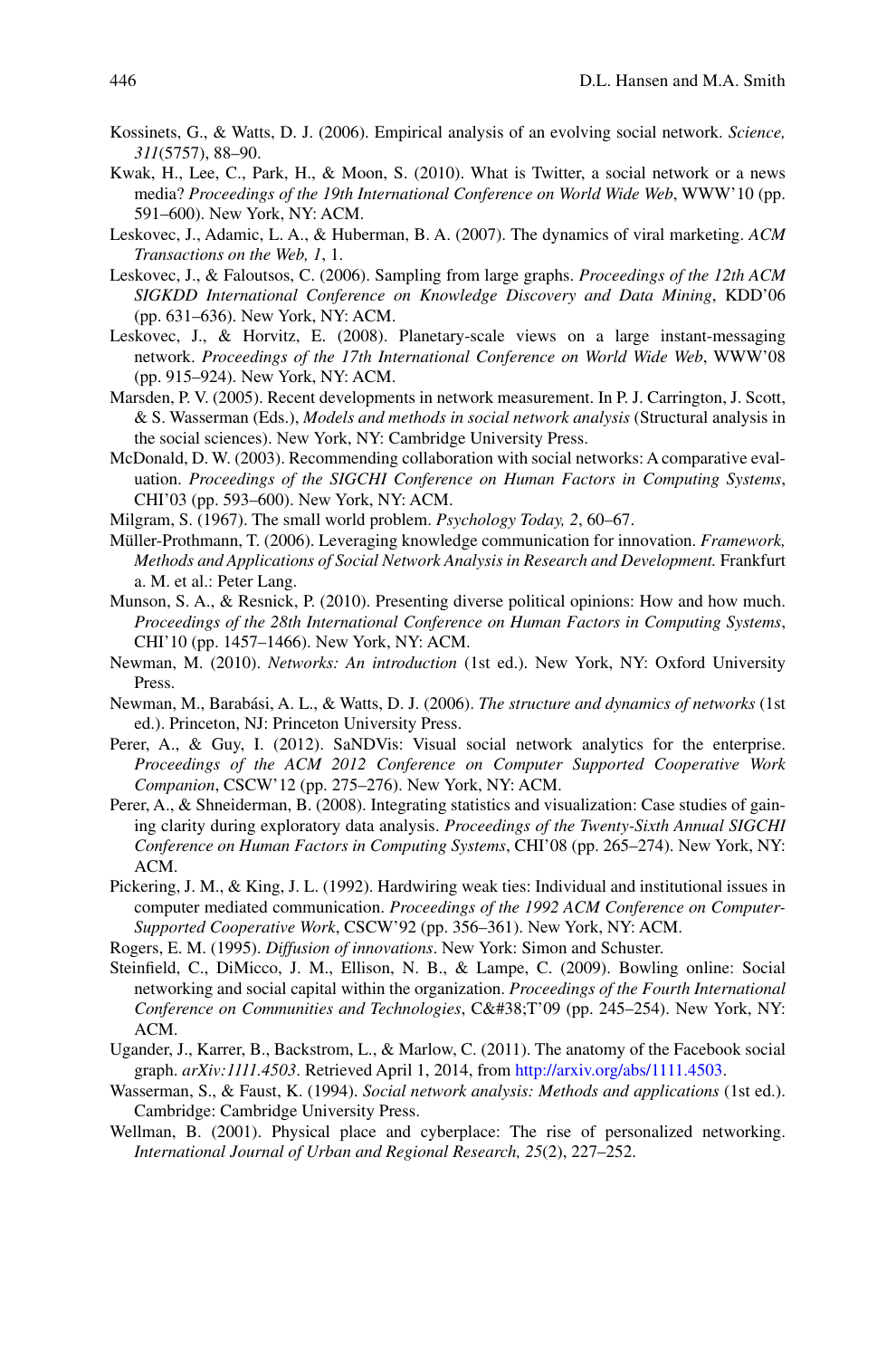Kossinets, G., & Watts, D. J. (2006). Empirical analysis of an evolving social network. *Science, 311*(5757), 88–90.

Kwak, H., Lee, C., Park, H., & Moon, S. (2010). What is Twitter, a social network or a news media? *Proceedings of the 19th International Conference on World Wide Web*, WWW'10 (pp. 591–600). New York, NY: ACM.

Leskovec, J., Adamic, L. A., & Huberman, B. A. (2007). The dynamics of viral marketing. *ACM Transactions on the Web, 1*, 1.

Leskovec, J., & Faloutsos, C. (2006). Sampling from large graphs. *Proceedings of the 12th ACM SIGKDD International Conference on Knowledge Discovery and Data Mining*, KDD'06 (pp. 631–636). New York, NY: ACM.

Leskovec, J., & Horvitz, E. (2008). Planetary-scale views on a large instant-messaging network. *Proceedings of the 17th International Conference on World Wide Web*, WWW'08 (pp. 915–924). New York, NY: ACM.

Marsden, P. V. (2005). Recent developments in network measurement. In P. J. Carrington, J. Scott, & S. Wasserman (Eds.), *Models and methods in social network analysis* (Structural analysis in the social sciences). New York, NY: Cambridge University Press.

McDonald, D. W. (2003). Recommending collaboration with social networks: A comparative evaluation. *Proceedings of the SIGCHI Conference on Human Factors in Computing Systems*, CHI'03 (pp. 593–600). New York, NY: ACM.

Milgram, S. (1967). The small world problem. *Psychology Today, 2*, 60–67.

Müller-Prothmann, T. (2006). Leveraging knowledge communication for innovation. *Framework, Methods and Applications of Social Network Analysis in Research and Development.* Frankfurt a. M. et al.: Peter Lang.

Munson, S. A., & Resnick, P. (2010). Presenting diverse political opinions: How and how much. *Proceedings of the 28th International Conference on Human Factors in Computing Systems*, CHI'10 (pp. 1457–1466). New York, NY: ACM.

Newman, M. (2010). *Networks: An introduction* (1st ed.). New York, NY: Oxford University Press.

Newman, M., Barabási, A. L., & Watts, D. J. (2006). *The structure and dynamics of networks* (1st ed.). Princeton, NJ: Princeton University Press.

Perer, A., & Guy, I. (2012). SaNDVis: Visual social network analytics for the enterprise. *Proceedings of the ACM 2012 Conference on Computer Supported Cooperative Work Companion*, CSCW'12 (pp. 275–276). New York, NY: ACM.

Perer, A., & Shneiderman, B. (2008). Integrating statistics and visualization: Case studies of gaining clarity during exploratory data analysis. *Proceedings of the Twenty-Sixth Annual SIGCHI Conference on Human Factors in Computing Systems*, CHI'08 (pp. 265–274). New York, NY: ACM.

Pickering, J. M., & King, J. L. (1992). Hardwiring weak ties: Individual and institutional issues in computer mediated communication. *Proceedings of the 1992 ACM Conference on Computer-Supported Cooperative Work*, CSCW'92 (pp. 356–361). New York, NY: ACM.

Rogers, E. M. (1995). *Diffusion of innovations*. New York: Simon and Schuster.

Steinfield, C., DiMicco, J. M., Ellison, N. B., & Lampe, C. (2009). Bowling online: Social networking and social capital within the organization. *Proceedings of the Fourth International Conference on Communities and Technologies*, C&#38;T'09 (pp. 245–254). New York, NY: ACM.

Ugander, J., Karrer, B., Backstrom, L., & Marlow, C. (2011). The anatomy of the Facebook social graph. *arXiv:1111.4503*. Retrieved April 1, 2014, from http://arxiv.org/abs/1111.4503.

Wasserman, S., & Faust, K. (1994). *Social network analysis: Methods and applications* (1st ed.). Cambridge: Cambridge University Press.

Wellman, B. (2001). Physical place and cyberplace: The rise of personalized networking. *International Journal of Urban and Regional Research, 25*(2), 227–252.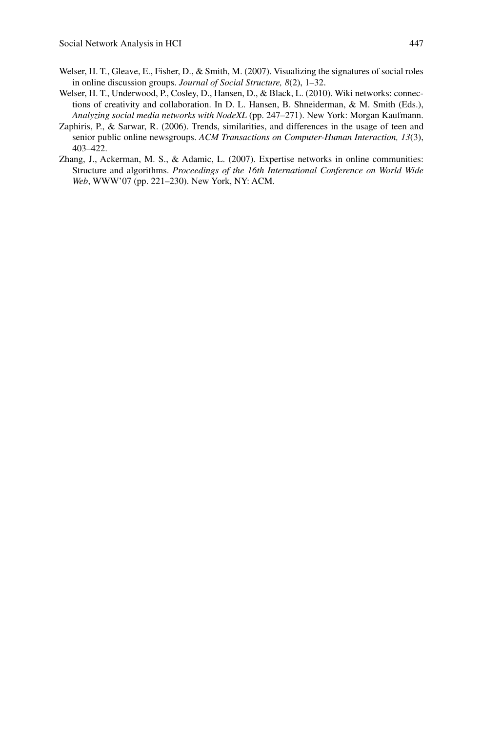Welser, H. T., Gleave, E., Fisher, D., & Smith, M. (2007). Visualizing the signatures of social roles in online discussion groups. *Journal of Social Structure, 8*(2), 1–32.

Welser, H. T., Underwood, P., Cosley, D., Hansen, D., & Black, L. (2010). Wiki networks: connections of creativity and collaboration. In D. L. Hansen, B. Shneiderman, & M. Smith (Eds.), *Analyzing social media networks with NodeXL* (pp. 247–271). New York: Morgan Kaufmann.

Zaphiris, P., & Sarwar, R. (2006). Trends, similarities, and differences in the usage of teen and senior public online newsgroups. *ACM Transactions on Computer-Human Interaction, 13*(3), 403–422.

Zhang, J., Ackerman, M. S., & Adamic, L. (2007). Expertise networks in online communities: Structure and algorithms. *Proceedings of the 16th International Conference on World Wide Web*, WWW'07 (pp. 221–230). New York, NY: ACM.